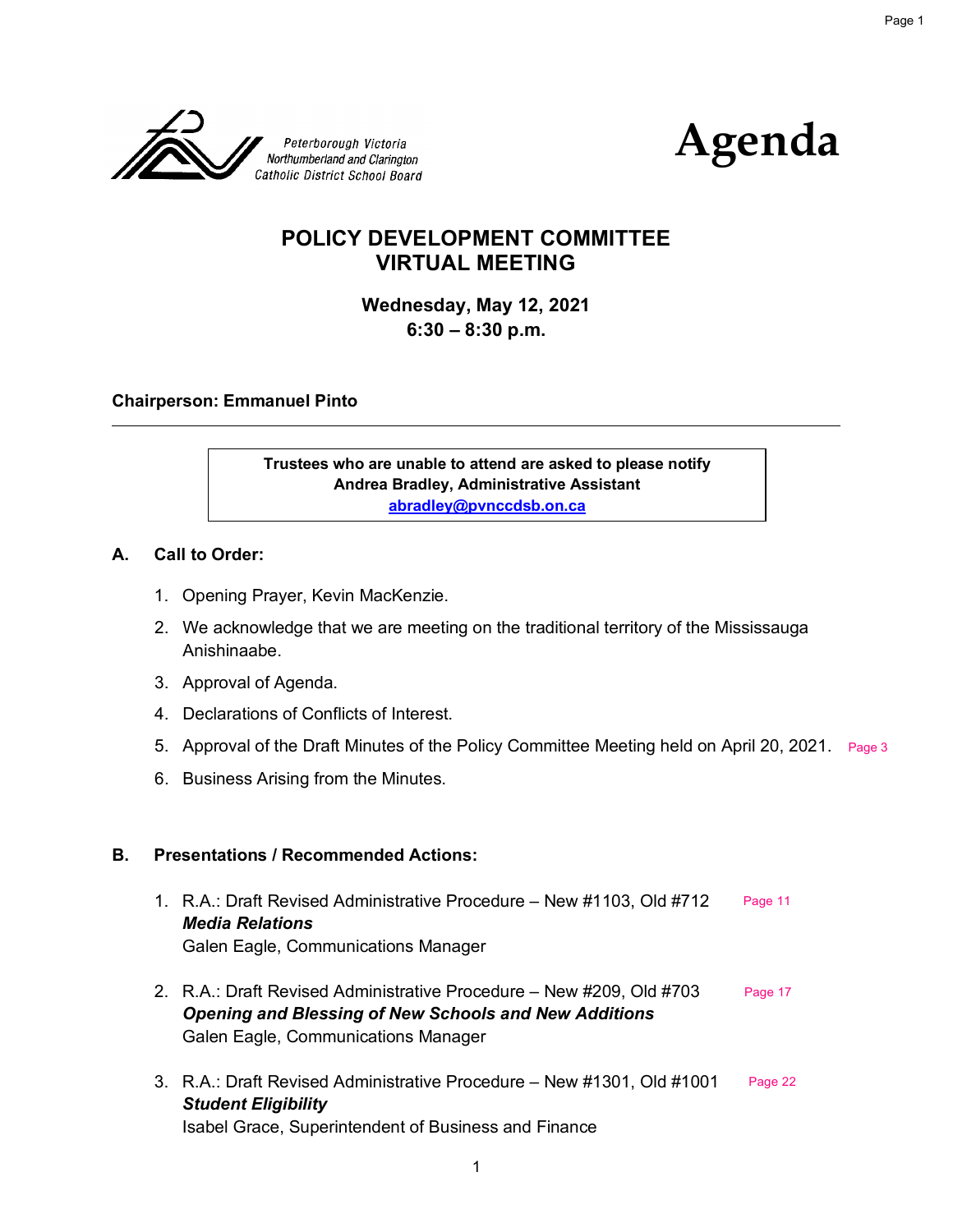Peterborough Victoria Northumberland and Clarington Catholic District School Board

# Agenda

## POLICY DEVELOPMENT COMMITTEE VIRTUAL MEETING

**Wednesday, May 12, 2021**
**6:30 – 8:30 p.m.**

**Chairperson: Emmanuel Pinto**

---

**Trustees who are unable to attend are asked to please notify Andrea Bradley, Administrative Assistant**
**abradley@pvnccdsb.on.ca**

### A. Call to Order:

1. Opening Prayer, Kevin MacKenzie.
2. We acknowledge that we are meeting on the traditional territory of the Mississauga Anishinaabe.
3. Approval of Agenda.
4. Declarations of Conflicts of Interest.
5. Approval of the Draft Minutes of the Policy Committee Meeting held on April 20, 2021. Page 3
6. Business Arising from the Minutes.

### B. Presentations / Recommended Actions:

1. R.A.: Draft Revised Administrative Procedure – New #1103, Old #712 Page 11
   ***Media Relations***
   Galen Eagle, Communications Manager

2. R.A.: Draft Revised Administrative Procedure – New #209, Old #703 Page 17
   ***Opening and Blessing of New Schools and New Additions***
   Galen Eagle, Communications Manager

3. R.A.: Draft Revised Administrative Procedure – New #1301, Old #1001 Page 22
   ***Student Eligibility***
   Isabel Grace, Superintendent of Business and Finance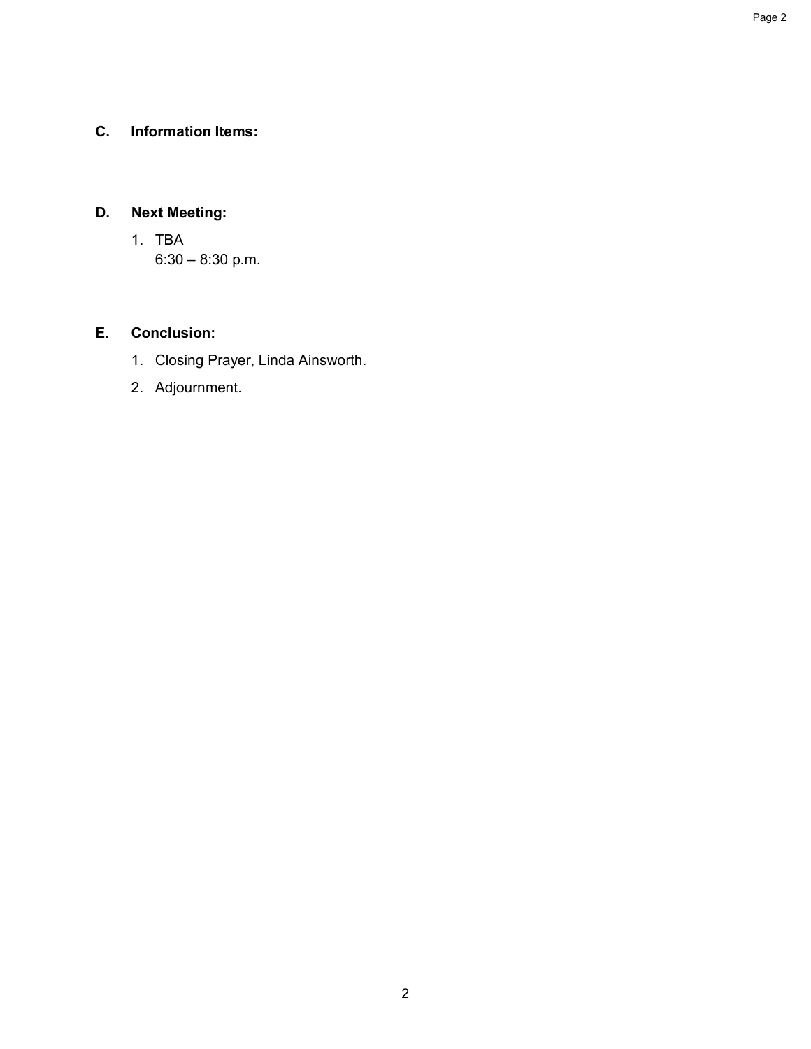## C. Information Items:

## D. Next Meeting:

1. TBA
   6:30 – 8:30 p.m.

## E. Conclusion:

1. Closing Prayer, Linda Ainsworth.
2. Adjournment.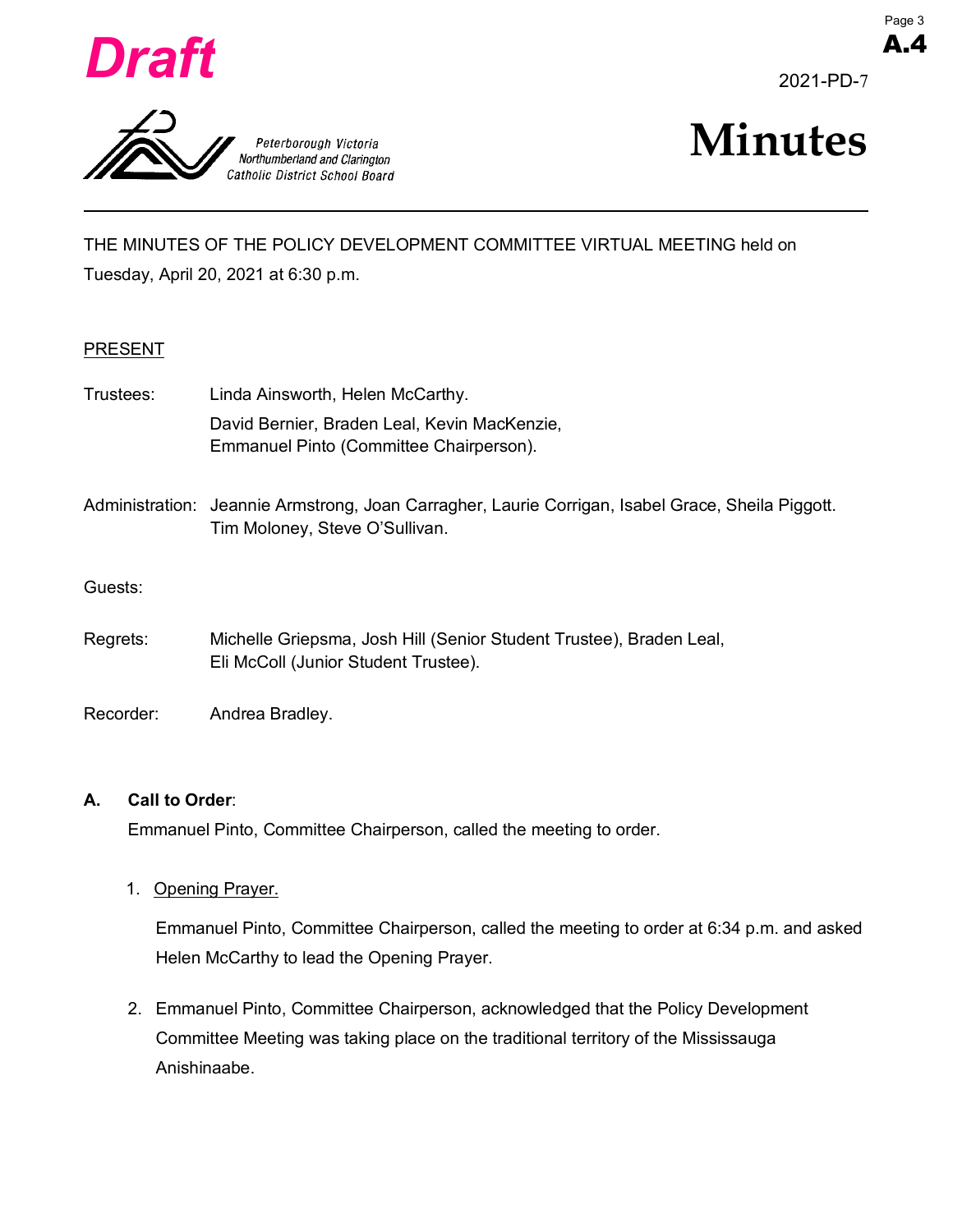Draft

2021-PD-7

Peterborough Victoria Northumberland and Clarington Catholic District School Board

# Minutes

THE MINUTES OF THE POLICY DEVELOPMENT COMMITTEE VIRTUAL MEETING held on Tuesday, April 20, 2021 at 6:30 p.m.

PRESENT

Trustees: Linda Ainsworth, Helen McCarthy.
David Bernier, Braden Leal, Kevin MacKenzie,
Emmanuel Pinto (Committee Chairperson).

Administration: Jeannie Armstrong, Joan Carragher, Laurie Corrigan, Isabel Grace, Sheila Piggott.
Tim Moloney, Steve O'Sullivan.

Guests:

Regrets: Michelle Griepsma, Josh Hill (Senior Student Trustee), Braden Leal,
Eli McColl (Junior Student Trustee).

Recorder: Andrea Bradley.

**A. Call to Order**:

Emmanuel Pinto, Committee Chairperson, called the meeting to order.

1. Opening Prayer.

   Emmanuel Pinto, Committee Chairperson, called the meeting to order at 6:34 p.m. and asked Helen McCarthy to lead the Opening Prayer.

2. Emmanuel Pinto, Committee Chairperson, acknowledged that the Policy Development Committee Meeting was taking place on the traditional territory of the Mississauga Anishinaabe.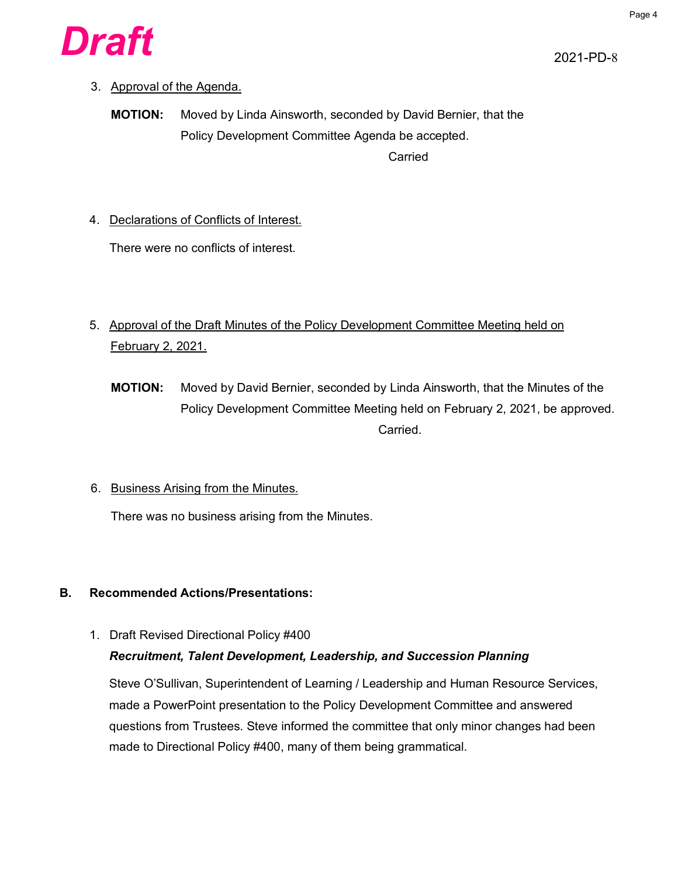**Draft**

2021-PD-8

3. Approval of the Agenda.

   **MOTION:** Moved by Linda Ainsworth, seconded by David Bernier, that the Policy Development Committee Agenda be accepted.

   Carried

4. Declarations of Conflicts of Interest.

   There were no conflicts of interest.

5. Approval of the Draft Minutes of the Policy Development Committee Meeting held on February 2, 2021.

   **MOTION:** Moved by David Bernier, seconded by Linda Ainsworth, that the Minutes of the Policy Development Committee Meeting held on February 2, 2021, be approved.

   Carried.

6. Business Arising from the Minutes.

   There was no business arising from the Minutes.

## B. Recommended Actions/Presentations:

1. Draft Revised Directional Policy #400
   ***Recruitment, Talent Development, Leadership, and Succession Planning***

   Steve O'Sullivan, Superintendent of Learning / Leadership and Human Resource Services, made a PowerPoint presentation to the Policy Development Committee and answered questions from Trustees. Steve informed the committee that only minor changes had been made to Directional Policy #400, many of them being grammatical.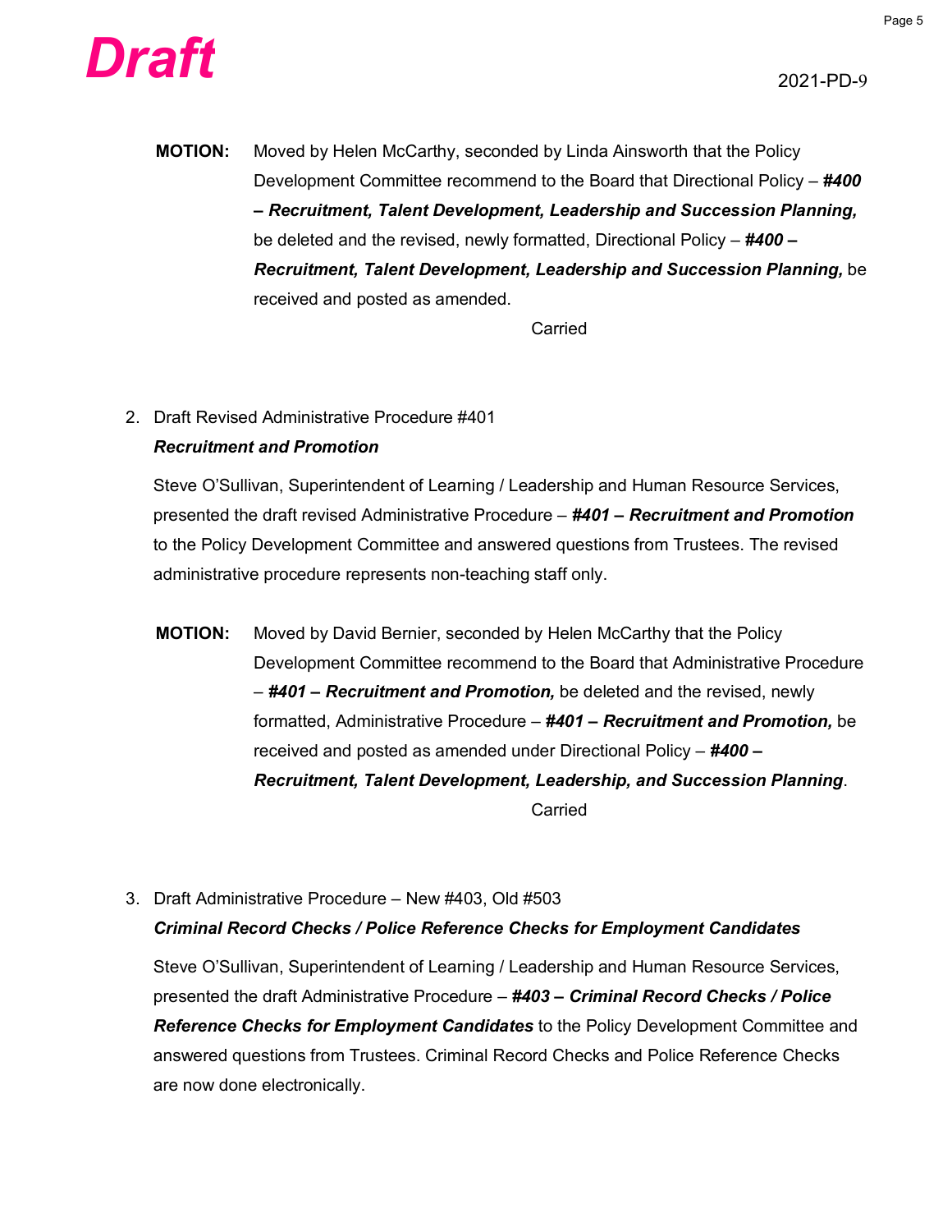**Draft**

2021-PD-9

**MOTION:** Moved by Helen McCarthy, seconded by Linda Ainsworth that the Policy Development Committee recommend to the Board that Directional Policy – ***#400 – Recruitment, Talent Development, Leadership and Succession Planning,*** be deleted and the revised, newly formatted, Directional Policy – ***#400 – Recruitment, Talent Development, Leadership and Succession Planning,*** be received and posted as amended.

Carried

2. Draft Revised Administrative Procedure #401
   ***Recruitment and Promotion***

   Steve O'Sullivan, Superintendent of Learning / Leadership and Human Resource Services, presented the draft revised Administrative Procedure – ***#401 – Recruitment and Promotion*** to the Policy Development Committee and answered questions from Trustees. The revised administrative procedure represents non-teaching staff only.

**MOTION:** Moved by David Bernier, seconded by Helen McCarthy that the Policy Development Committee recommend to the Board that Administrative Procedure – ***#401 – Recruitment and Promotion,*** be deleted and the revised, newly formatted, Administrative Procedure – ***#401 – Recruitment and Promotion,*** be received and posted as amended under Directional Policy – ***#400 – Recruitment, Talent Development, Leadership, and Succession Planning***.

Carried

3. Draft Administrative Procedure – New #403, Old #503
   ***Criminal Record Checks / Police Reference Checks for Employment Candidates***

   Steve O'Sullivan, Superintendent of Learning / Leadership and Human Resource Services, presented the draft Administrative Procedure – ***#403 – Criminal Record Checks / Police Reference Checks for Employment Candidates*** to the Policy Development Committee and answered questions from Trustees. Criminal Record Checks and Police Reference Checks are now done electronically.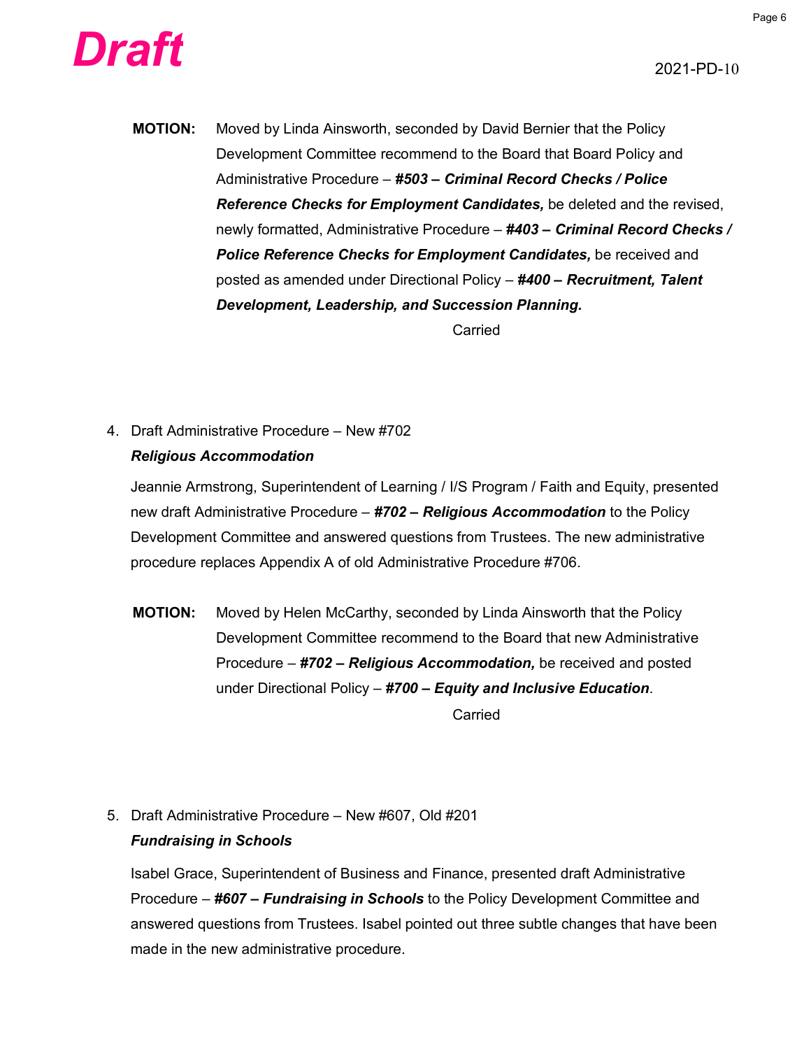**MOTION:** Moved by Linda Ainsworth, seconded by David Bernier that the Policy Development Committee recommend to the Board that Board Policy and Administrative Procedure – ***#503 – Criminal Record Checks / Police Reference Checks for Employment Candidates,*** be deleted and the revised, newly formatted, Administrative Procedure – ***#403 – Criminal Record Checks / Police Reference Checks for Employment Candidates,*** be received and posted as amended under Directional Policy – ***#400 – Recruitment, Talent Development, Leadership, and Succession Planning.***

Carried

4. Draft Administrative Procedure – New #702
   ***Religious Accommodation***

   Jeannie Armstrong, Superintendent of Learning / I/S Program / Faith and Equity, presented new draft Administrative Procedure – ***#702 – Religious Accommodation*** to the Policy Development Committee and answered questions from Trustees. The new administrative procedure replaces Appendix A of old Administrative Procedure #706.

**MOTION:** Moved by Helen McCarthy, seconded by Linda Ainsworth that the Policy Development Committee recommend to the Board that new Administrative Procedure – ***#702 – Religious Accommodation,*** be received and posted under Directional Policy – ***#700 – Equity and Inclusive Education***.

Carried

5. Draft Administrative Procedure – New #607, Old #201
   ***Fundraising in Schools***

   Isabel Grace, Superintendent of Business and Finance, presented draft Administrative Procedure – ***#607 – Fundraising in Schools*** to the Policy Development Committee and answered questions from Trustees. Isabel pointed out three subtle changes that have been made in the new administrative procedure.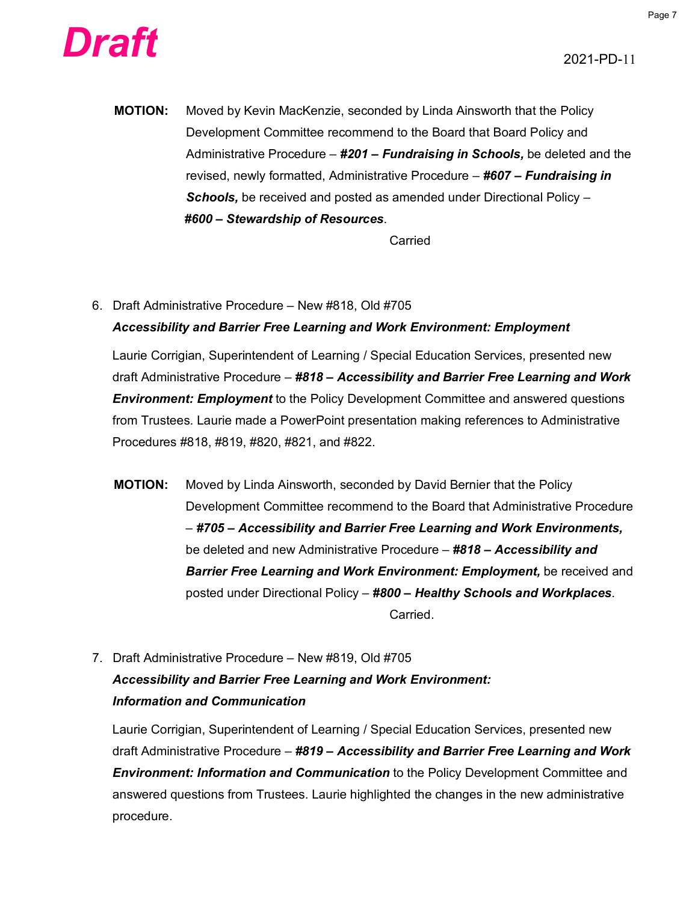**Draft**

2021-PD-11

**MOTION:** Moved by Kevin MacKenzie, seconded by Linda Ainsworth that the Policy Development Committee recommend to the Board that Board Policy and Administrative Procedure – ***#201 – Fundraising in Schools,*** be deleted and the revised, newly formatted, Administrative Procedure – ***#607 – Fundraising in Schools,*** be received and posted as amended under Directional Policy – ***#600 – Stewardship of Resources***.

Carried

6. Draft Administrative Procedure – New #818, Old #705
   ***Accessibility and Barrier Free Learning and Work Environment: Employment***

   Laurie Corrigian, Superintendent of Learning / Special Education Services, presented new draft Administrative Procedure – ***#818 – Accessibility and Barrier Free Learning and Work Environment: Employment*** to the Policy Development Committee and answered questions from Trustees. Laurie made a PowerPoint presentation making references to Administrative Procedures #818, #819, #820, #821, and #822.

**MOTION:** Moved by Linda Ainsworth, seconded by David Bernier that the Policy Development Committee recommend to the Board that Administrative Procedure – ***#705 – Accessibility and Barrier Free Learning and Work Environments,*** be deleted and new Administrative Procedure – ***#818 – Accessibility and Barrier Free Learning and Work Environment: Employment,*** be received and posted under Directional Policy – ***#800 – Healthy Schools and Workplaces***.

Carried.

7. Draft Administrative Procedure – New #819, Old #705
   ***Accessibility and Barrier Free Learning and Work Environment: Information and Communication***

   Laurie Corrigian, Superintendent of Learning / Special Education Services, presented new draft Administrative Procedure – ***#819 – Accessibility and Barrier Free Learning and Work Environment: Information and Communication*** to the Policy Development Committee and answered questions from Trustees. Laurie highlighted the changes in the new administrative procedure.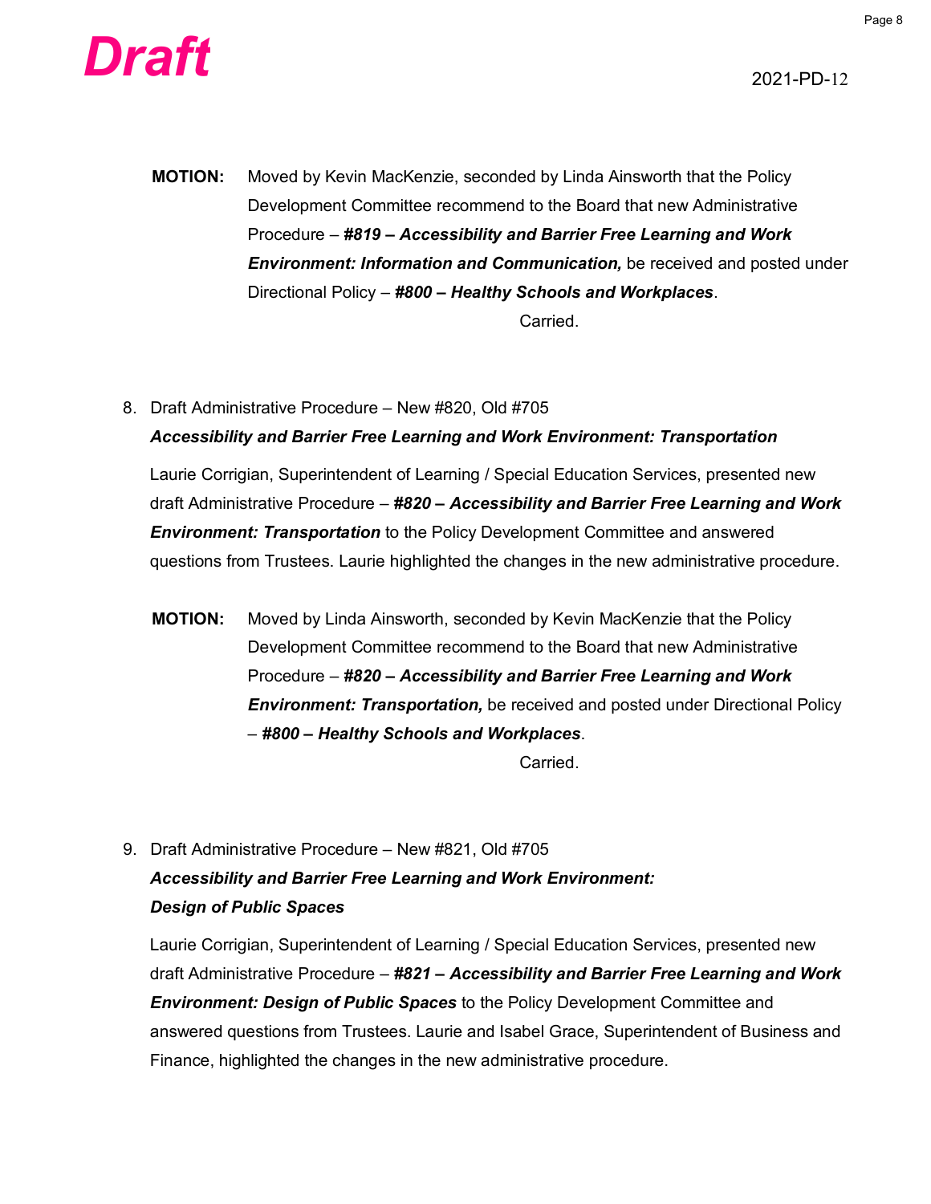**MOTION:** Moved by Kevin MacKenzie, seconded by Linda Ainsworth that the Policy Development Committee recommend to the Board that new Administrative Procedure – ***#819 – Accessibility and Barrier Free Learning and Work Environment: Information and Communication,*** be received and posted under Directional Policy – ***#800 – Healthy Schools and Workplaces***.

Carried.

8. Draft Administrative Procedure – New #820, Old #705
   ***Accessibility and Barrier Free Learning and Work Environment: Transportation***

   Laurie Corrigian, Superintendent of Learning / Special Education Services, presented new draft Administrative Procedure – ***#820 – Accessibility and Barrier Free Learning and Work Environment: Transportation*** to the Policy Development Committee and answered questions from Trustees. Laurie highlighted the changes in the new administrative procedure.

**MOTION:** Moved by Linda Ainsworth, seconded by Kevin MacKenzie that the Policy Development Committee recommend to the Board that new Administrative Procedure – ***#820 – Accessibility and Barrier Free Learning and Work Environment: Transportation,*** be received and posted under Directional Policy – ***#800 – Healthy Schools and Workplaces***.

Carried.

9. Draft Administrative Procedure – New #821, Old #705
   ***Accessibility and Barrier Free Learning and Work Environment: Design of Public Spaces***

   Laurie Corrigian, Superintendent of Learning / Special Education Services, presented new draft Administrative Procedure – ***#821 – Accessibility and Barrier Free Learning and Work Environment: Design of Public Spaces*** to the Policy Development Committee and answered questions from Trustees. Laurie and Isabel Grace, Superintendent of Business and Finance, highlighted the changes in the new administrative procedure.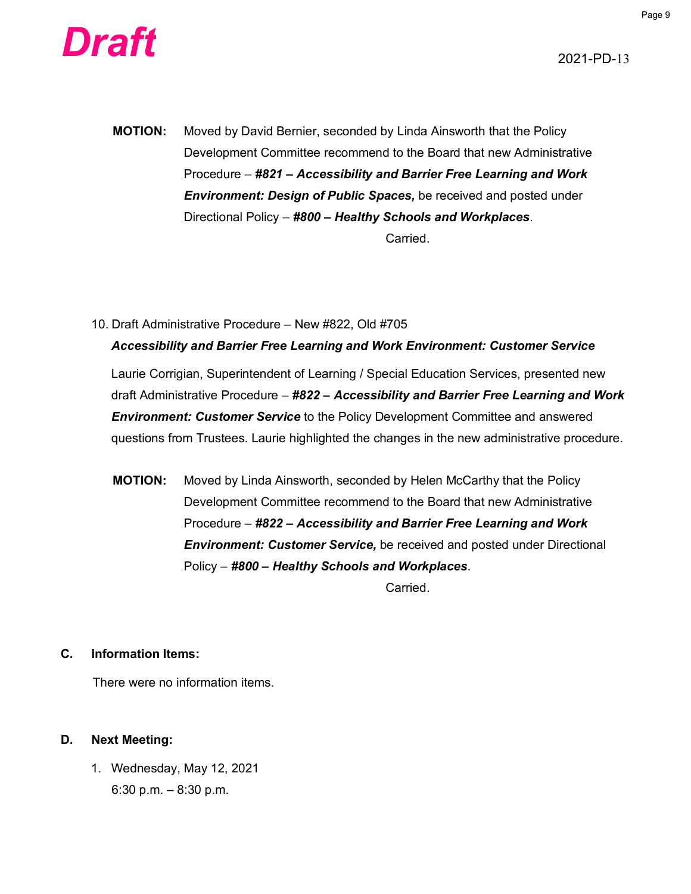**MOTION:** Moved by David Bernier, seconded by Linda Ainsworth that the Policy Development Committee recommend to the Board that new Administrative Procedure – ***#821 – Accessibility and Barrier Free Learning and Work Environment: Design of Public Spaces,*** be received and posted under Directional Policy – ***#800 – Healthy Schools and Workplaces***.

Carried.

10. Draft Administrative Procedure – New #822, Old #705
***Accessibility and Barrier Free Learning and Work Environment: Customer Service***

Laurie Corrigian, Superintendent of Learning / Special Education Services, presented new draft Administrative Procedure – ***#822 – Accessibility and Barrier Free Learning and Work Environment: Customer Service*** to the Policy Development Committee and answered questions from Trustees. Laurie highlighted the changes in the new administrative procedure.

**MOTION:** Moved by Linda Ainsworth, seconded by Helen McCarthy that the Policy Development Committee recommend to the Board that new Administrative Procedure – ***#822 – Accessibility and Barrier Free Learning and Work Environment: Customer Service,*** be received and posted under Directional Policy – ***#800 – Healthy Schools and Workplaces***.

Carried.

## C. Information Items:

There were no information items.

## D. Next Meeting:

1. Wednesday, May 12, 2021
   6:30 p.m. – 8:30 p.m.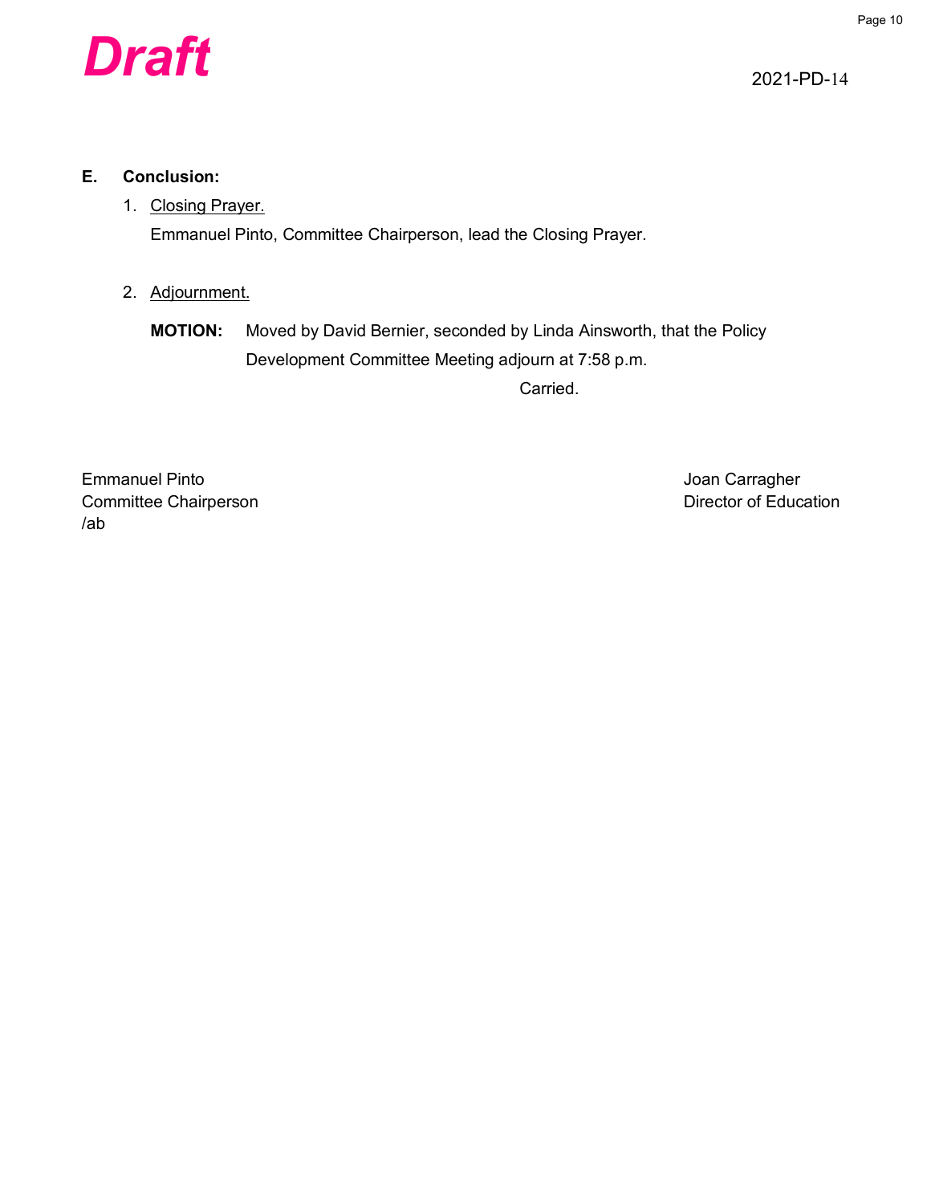*Draft*

2021-PD-14

**E. Conclusion:**

1. Closing Prayer.

   Emmanuel Pinto, Committee Chairperson, lead the Closing Prayer.

2. Adjournment.

   **MOTION:** Moved by David Bernier, seconded by Linda Ainsworth, that the Policy Development Committee Meeting adjourn at 7:58 p.m.

   Carried.

Emmanuel Pinto
Committee Chairperson
/ab

Joan Carragher
Director of Education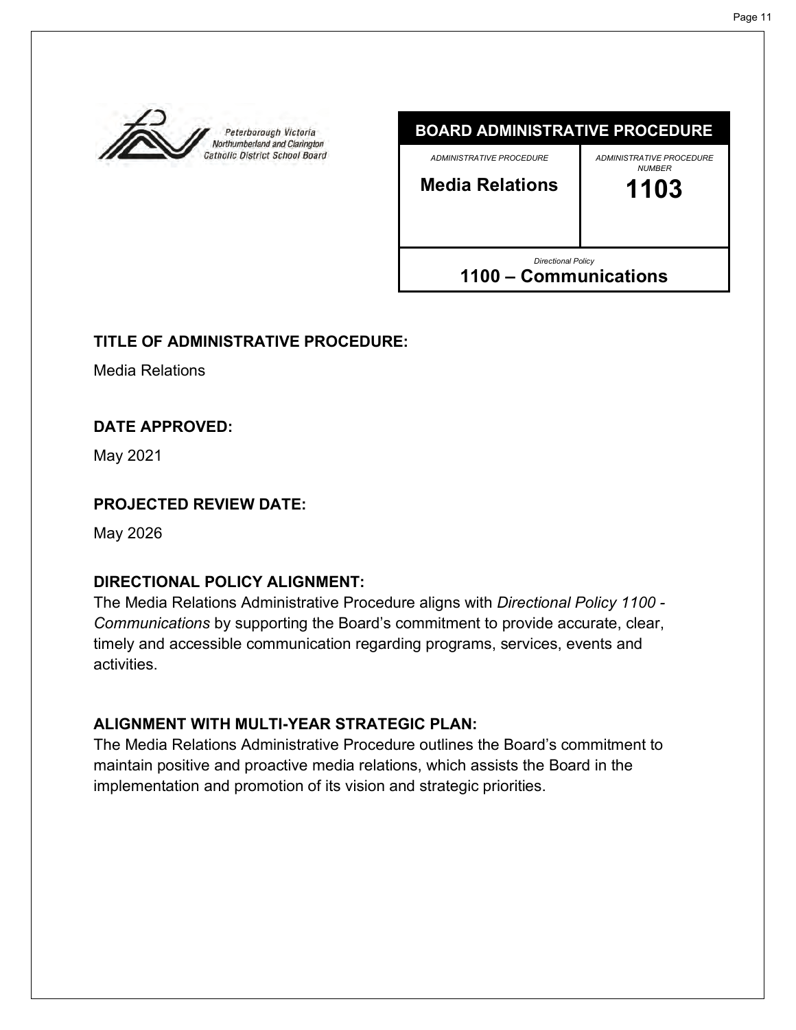Peterborough Victoria Northumberland and Clarington Catholic District School Board

| BOARD ADMINISTRATIVE PROCEDURE | |
|---|---|
| *ADMINISTRATIVE PROCEDURE* **Media Relations** | *ADMINISTRATIVE PROCEDURE NUMBER* **1103** |
| *Directional Policy* **1100 – Communications** | |

**TITLE OF ADMINISTRATIVE PROCEDURE:**

Media Relations

**DATE APPROVED:**

May 2021

**PROJECTED REVIEW DATE:**

May 2026

**DIRECTIONAL POLICY ALIGNMENT:**

The Media Relations Administrative Procedure aligns with *Directional Policy 1100 - Communications* by supporting the Board's commitment to provide accurate, clear, timely and accessible communication regarding programs, services, events and activities.

**ALIGNMENT WITH MULTI-YEAR STRATEGIC PLAN:**

The Media Relations Administrative Procedure outlines the Board's commitment to maintain positive and proactive media relations, which assists the Board in the implementation and promotion of its vision and strategic priorities.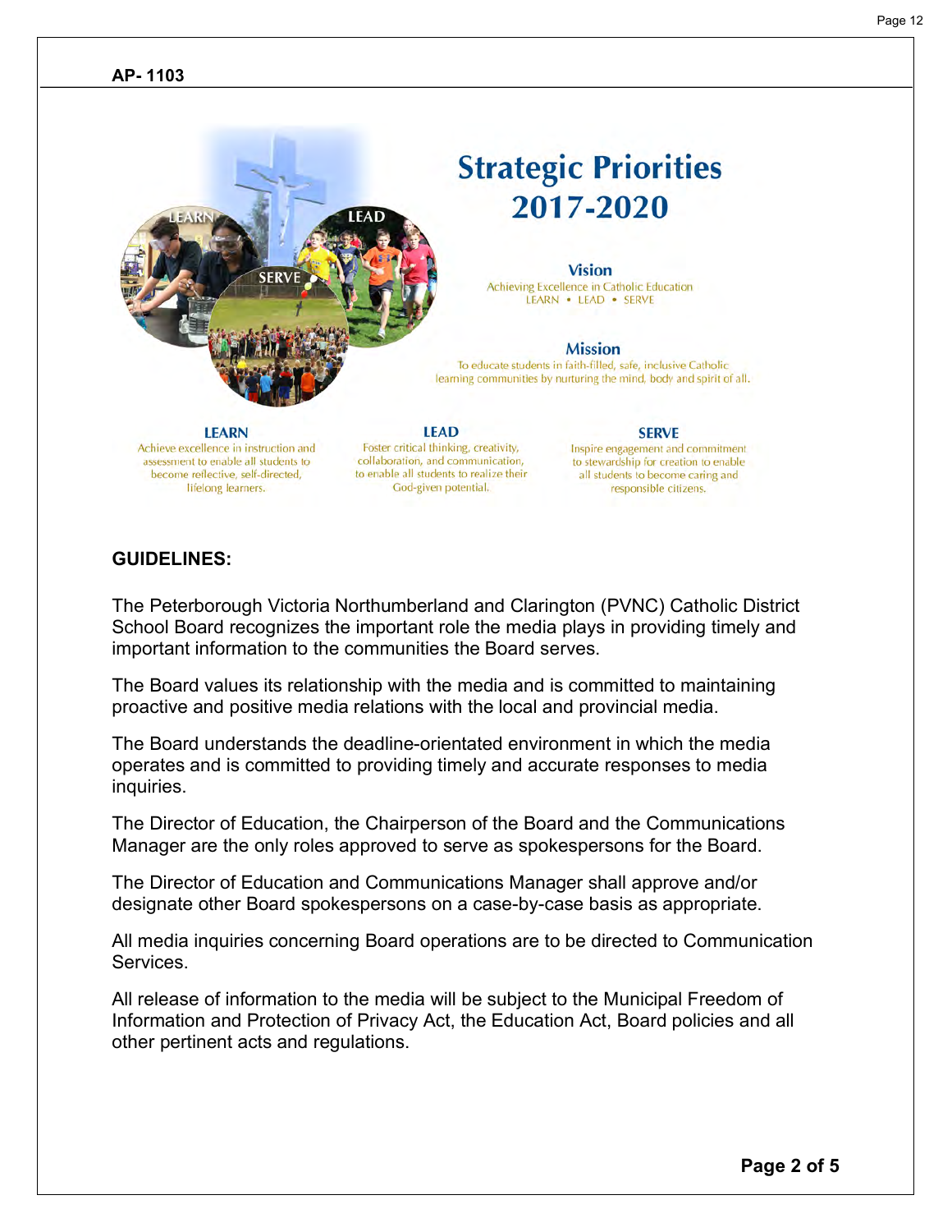**AP- 1103**

# Strategic Priorities 2017-2020

### Vision

Achieving Excellence in Catholic Education
LEARN • LEAD • SERVE

### Mission

To educate students in faith-filled, safe, inclusive Catholic learning communities by nurturing the mind, body and spirit of all.

**LEARN**
Achieve excellence in instruction and assessment to enable all students to become reflective, self-directed, lifelong learners.

**LEAD**
Foster critical thinking, creativity, collaboration, and communication, to enable all students to realize their God-given potential.

**SERVE**
Inspire engagement and commitment to stewardship for creation to enable all students to become caring and responsible citizens.

## GUIDELINES:

The Peterborough Victoria Northumberland and Clarington (PVNC) Catholic District School Board recognizes the important role the media plays in providing timely and important information to the communities the Board serves.

The Board values its relationship with the media and is committed to maintaining proactive and positive media relations with the local and provincial media.

The Board understands the deadline-orientated environment in which the media operates and is committed to providing timely and accurate responses to media inquiries.

The Director of Education, the Chairperson of the Board and the Communications Manager are the only roles approved to serve as spokespersons for the Board.

The Director of Education and Communications Manager shall approve and/or designate other Board spokespersons on a case-by-case basis as appropriate.

All media inquiries concerning Board operations are to be directed to Communication Services.

All release of information to the media will be subject to the Municipal Freedom of Information and Protection of Privacy Act, the Education Act, Board policies and all other pertinent acts and regulations.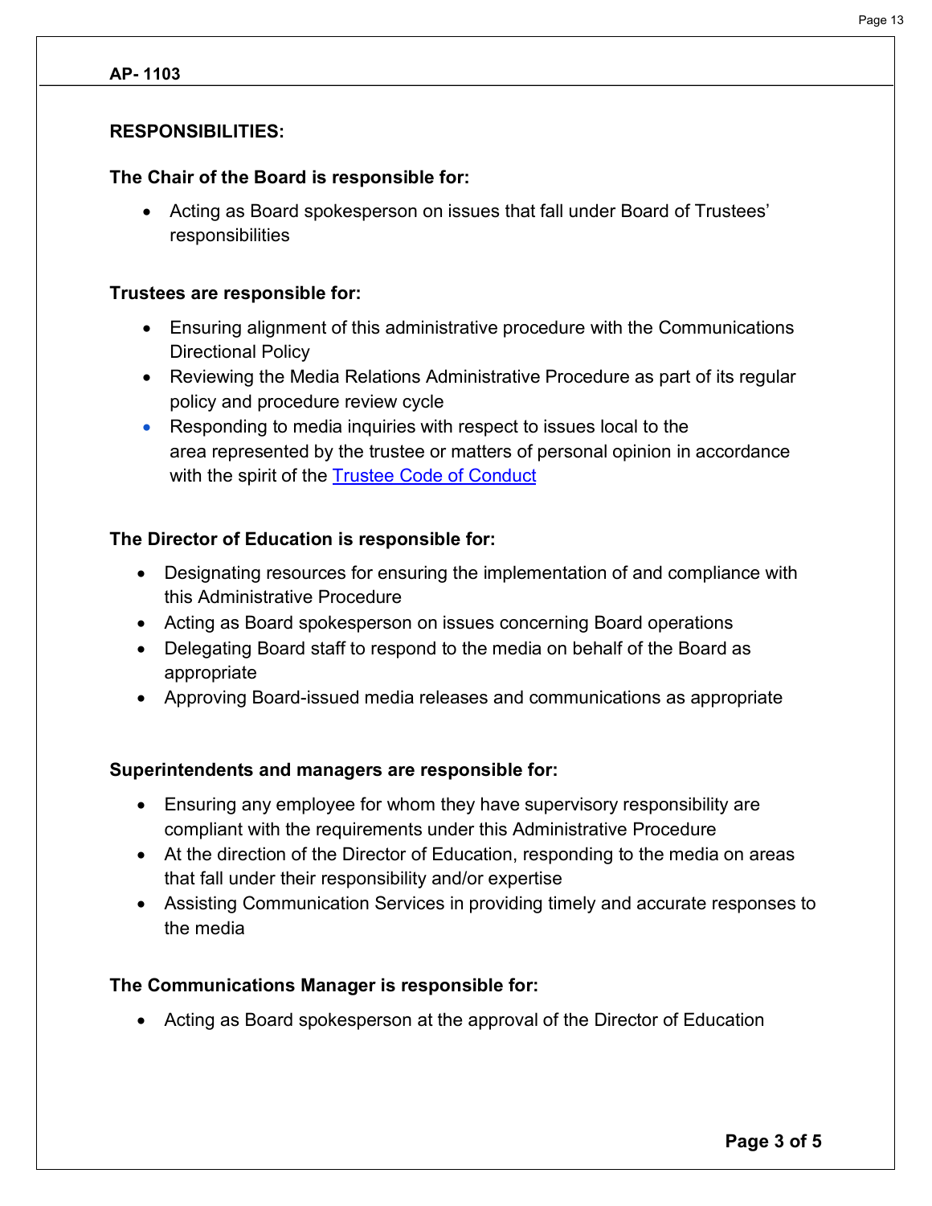AP- 1103

## RESPONSIBILITIES:

### The Chair of the Board is responsible for:

- Acting as Board spokesperson on issues that fall under Board of Trustees' responsibilities

### Trustees are responsible for:

- Ensuring alignment of this administrative procedure with the Communications Directional Policy
- Reviewing the Media Relations Administrative Procedure as part of its regular policy and procedure review cycle
- Responding to media inquiries with respect to issues local to the area represented by the trustee or matters of personal opinion in accordance with the spirit of the Trustee Code of Conduct

### The Director of Education is responsible for:

- Designating resources for ensuring the implementation of and compliance with this Administrative Procedure
- Acting as Board spokesperson on issues concerning Board operations
- Delegating Board staff to respond to the media on behalf of the Board as appropriate
- Approving Board-issued media releases and communications as appropriate

### Superintendents and managers are responsible for:

- Ensuring any employee for whom they have supervisory responsibility are compliant with the requirements under this Administrative Procedure
- At the direction of the Director of Education, responding to the media on areas that fall under their responsibility and/or expertise
- Assisting Communication Services in providing timely and accurate responses to the media

### The Communications Manager is responsible for:

- Acting as Board spokesperson at the approval of the Director of Education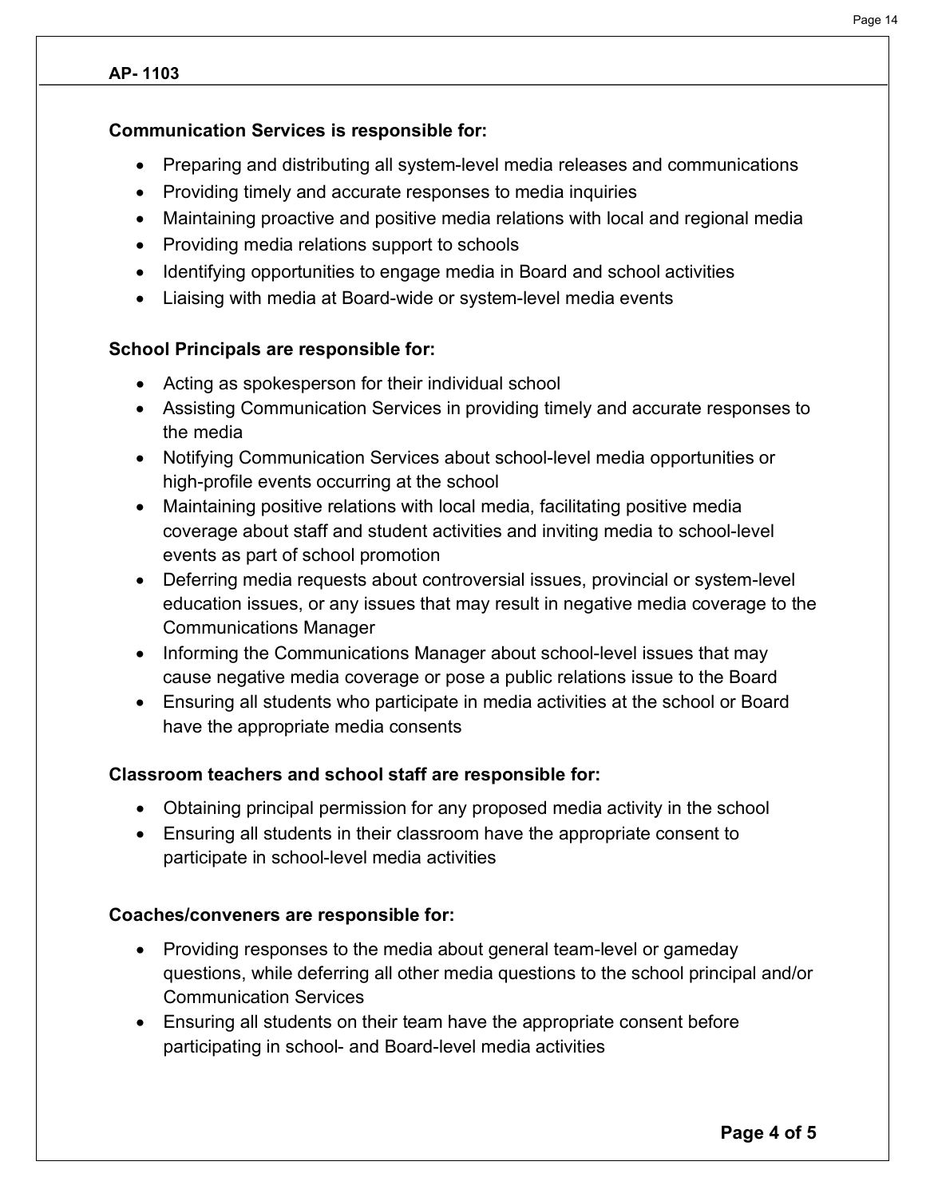**Communication Services is responsible for:**

- Preparing and distributing all system-level media releases and communications
- Providing timely and accurate responses to media inquiries
- Maintaining proactive and positive media relations with local and regional media
- Providing media relations support to schools
- Identifying opportunities to engage media in Board and school activities
- Liaising with media at Board-wide or system-level media events

**School Principals are responsible for:**

- Acting as spokesperson for their individual school
- Assisting Communication Services in providing timely and accurate responses to the media
- Notifying Communication Services about school-level media opportunities or high-profile events occurring at the school
- Maintaining positive relations with local media, facilitating positive media coverage about staff and student activities and inviting media to school-level events as part of school promotion
- Deferring media requests about controversial issues, provincial or system-level education issues, or any issues that may result in negative media coverage to the Communications Manager
- Informing the Communications Manager about school-level issues that may cause negative media coverage or pose a public relations issue to the Board
- Ensuring all students who participate in media activities at the school or Board have the appropriate media consents

**Classroom teachers and school staff are responsible for:**

- Obtaining principal permission for any proposed media activity in the school
- Ensuring all students in their classroom have the appropriate consent to participate in school-level media activities

**Coaches/conveners are responsible for:**

- Providing responses to the media about general team-level or gameday questions, while deferring all other media questions to the school principal and/or Communication Services
- Ensuring all students on their team have the appropriate consent before participating in school- and Board-level media activities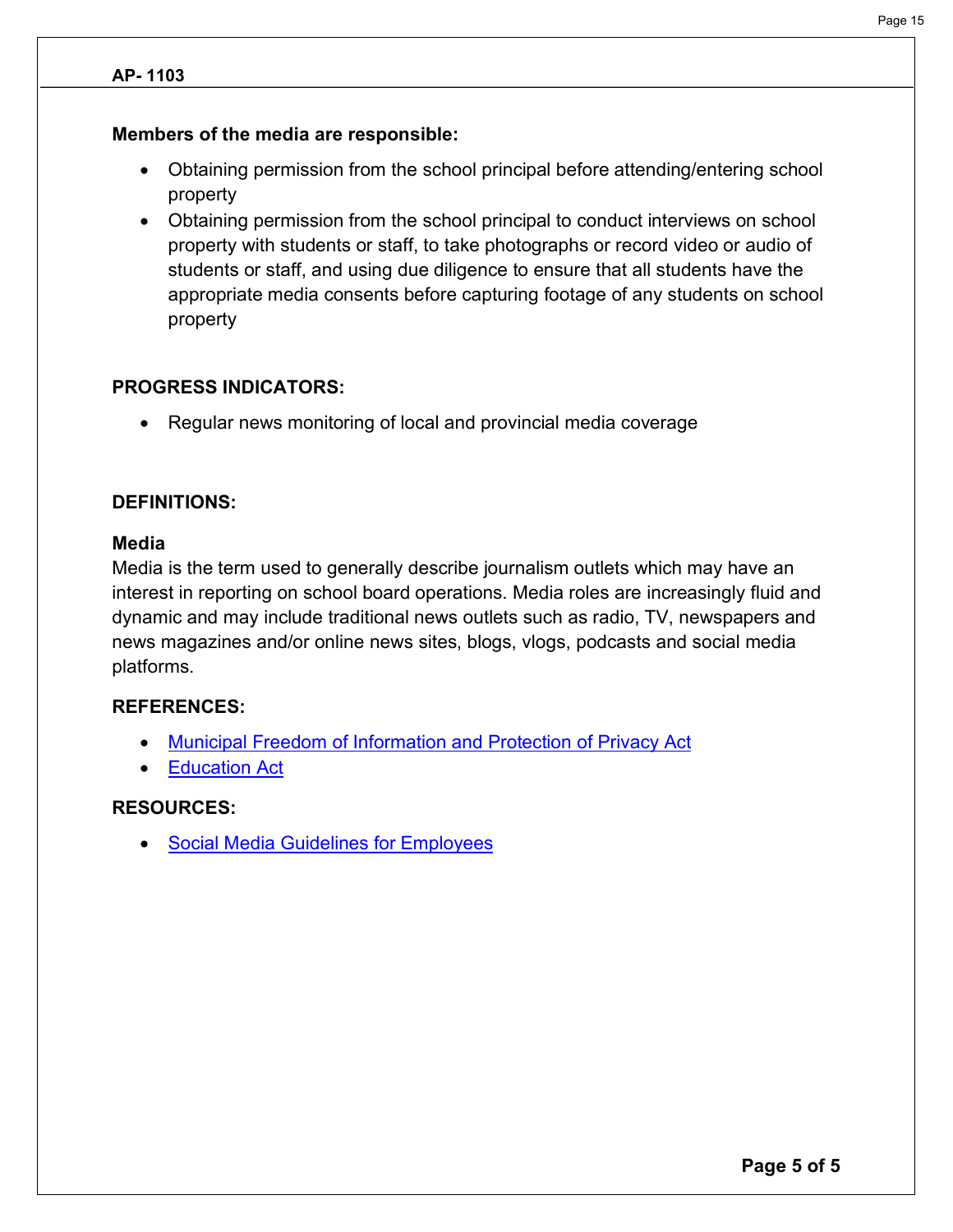**Members of the media are responsible:**

- Obtaining permission from the school principal before attending/entering school property
- Obtaining permission from the school principal to conduct interviews on school property with students or staff, to take photographs or record video or audio of students or staff, and using due diligence to ensure that all students have the appropriate media consents before capturing footage of any students on school property

## PROGRESS INDICATORS:

- Regular news monitoring of local and provincial media coverage

## DEFINITIONS:

### Media

Media is the term used to generally describe journalism outlets which may have an interest in reporting on school board operations. Media roles are increasingly fluid and dynamic and may include traditional news outlets such as radio, TV, newspapers and news magazines and/or online news sites, blogs, vlogs, podcasts and social media platforms.

## REFERENCES:

- Municipal Freedom of Information and Protection of Privacy Act
- Education Act

## RESOURCES:

- Social Media Guidelines for Employees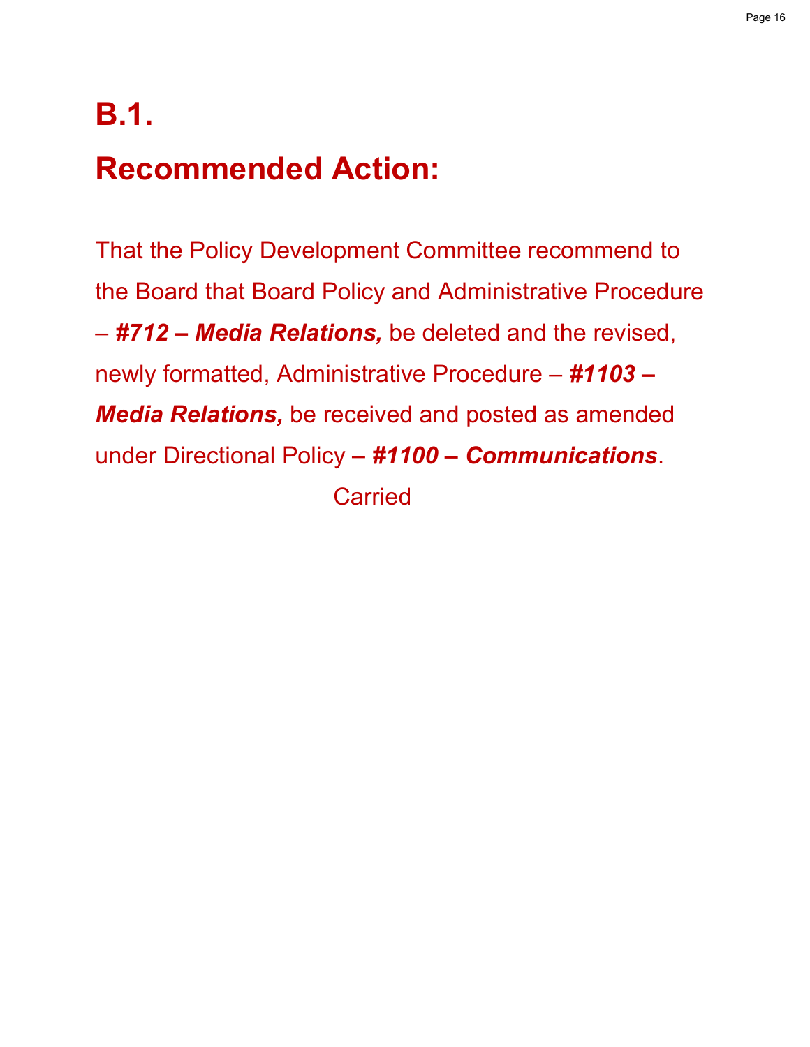# B.1.

# Recommended Action:

That the Policy Development Committee recommend to the Board that Board Policy and Administrative Procedure – ***#712 – Media Relations,*** be deleted and the revised, newly formatted, Administrative Procedure – ***#1103 – Media Relations,*** be received and posted as amended under Directional Policy – ***#1100 – Communications***.

Carried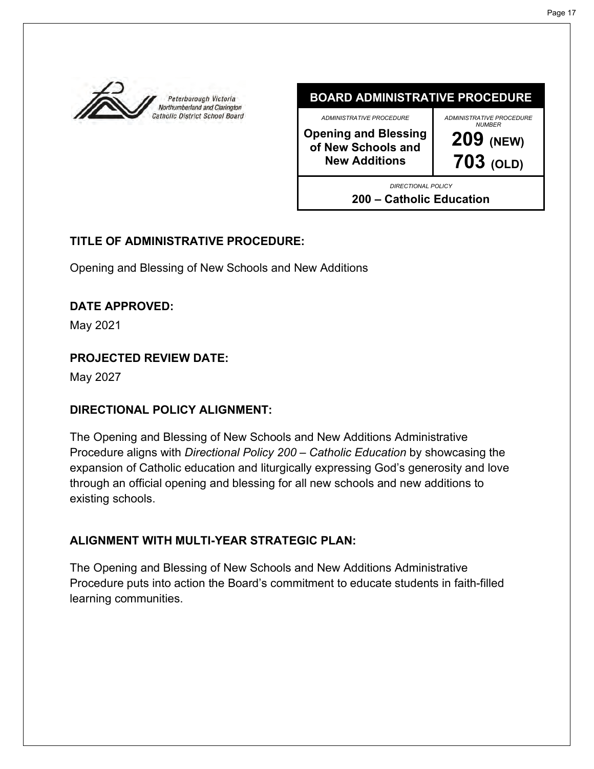Peterborough Victoria Northumberland and Clarington Catholic District School Board

| BOARD ADMINISTRATIVE PROCEDURE | |
|---|---|
| *ADMINISTRATIVE PROCEDURE* **Opening and Blessing of New Schools and New Additions** | *ADMINISTRATIVE PROCEDURE NUMBER* **209 (NEW) 703 (OLD)** |
| *DIRECTIONAL POLICY* **200 – Catholic Education** | |

## TITLE OF ADMINISTRATIVE PROCEDURE:

Opening and Blessing of New Schools and New Additions

## DATE APPROVED:

May 2021

## PROJECTED REVIEW DATE:

May 2027

## DIRECTIONAL POLICY ALIGNMENT:

The Opening and Blessing of New Schools and New Additions Administrative Procedure aligns with *Directional Policy 200 – Catholic Education* by showcasing the expansion of Catholic education and liturgically expressing God's generosity and love through an official opening and blessing for all new schools and new additions to existing schools.

## ALIGNMENT WITH MULTI-YEAR STRATEGIC PLAN:

The Opening and Blessing of New Schools and New Additions Administrative Procedure puts into action the Board's commitment to educate students in faith-filled learning communities.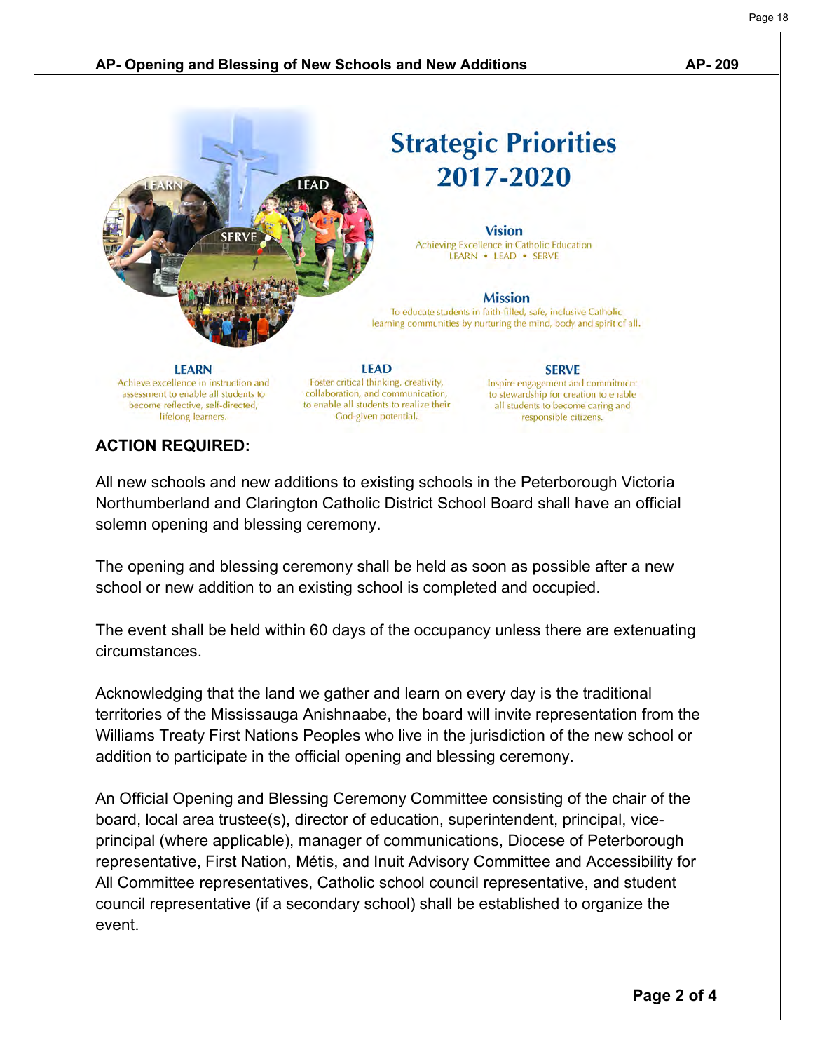## AP- Opening and Blessing of New Schools and New Additions — AP- 209

# Strategic Priorities 2017-2020

**Vision**

Achieving Excellence in Catholic Education
LEARN • LEAD • SERVE

**Mission**

To educate students in faith-filled, safe, inclusive Catholic learning communities by nurturing the mind, body and spirit of all.

**LEARN**

Achieve excellence in instruction and assessment to enable all students to become reflective, self-directed, lifelong learners.

**LEAD**

Foster critical thinking, creativity, collaboration, and communication, to enable all students to realize their God-given potential.

**SERVE**

Inspire engagement and commitment to stewardship for creation to enable all students to become caring and responsible citizens.

**ACTION REQUIRED:**

All new schools and new additions to existing schools in the Peterborough Victoria Northumberland and Clarington Catholic District School Board shall have an official solemn opening and blessing ceremony.

The opening and blessing ceremony shall be held as soon as possible after a new school or new addition to an existing school is completed and occupied.

The event shall be held within 60 days of the occupancy unless there are extenuating circumstances.

Acknowledging that the land we gather and learn on every day is the traditional territories of the Mississauga Anishnaabe, the board will invite representation from the Williams Treaty First Nations Peoples who live in the jurisdiction of the new school or addition to participate in the official opening and blessing ceremony.

An Official Opening and Blessing Ceremony Committee consisting of the chair of the board, local area trustee(s), director of education, superintendent, principal, vice-principal (where applicable), manager of communications, Diocese of Peterborough representative, First Nation, Métis, and Inuit Advisory Committee and Accessibility for All Committee representatives, Catholic school council representative, and student council representative (if a secondary school) shall be established to organize the event.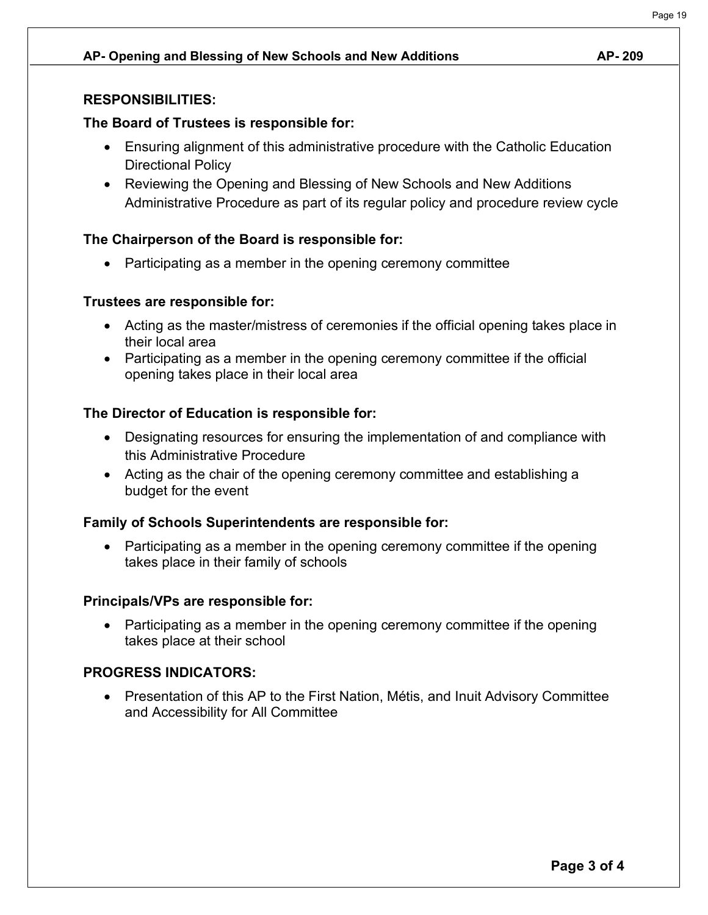## RESPONSIBILITIES:

### The Board of Trustees is responsible for:

- Ensuring alignment of this administrative procedure with the Catholic Education Directional Policy
- Reviewing the Opening and Blessing of New Schools and New Additions Administrative Procedure as part of its regular policy and procedure review cycle

### The Chairperson of the Board is responsible for:

- Participating as a member in the opening ceremony committee

### Trustees are responsible for:

- Acting as the master/mistress of ceremonies if the official opening takes place in their local area
- Participating as a member in the opening ceremony committee if the official opening takes place in their local area

### The Director of Education is responsible for:

- Designating resources for ensuring the implementation of and compliance with this Administrative Procedure
- Acting as the chair of the opening ceremony committee and establishing a budget for the event

### Family of Schools Superintendents are responsible for:

- Participating as a member in the opening ceremony committee if the opening takes place in their family of schools

### Principals/VPs are responsible for:

- Participating as a member in the opening ceremony committee if the opening takes place at their school

## PROGRESS INDICATORS:

- Presentation of this AP to the First Nation, Métis, and Inuit Advisory Committee and Accessibility for All Committee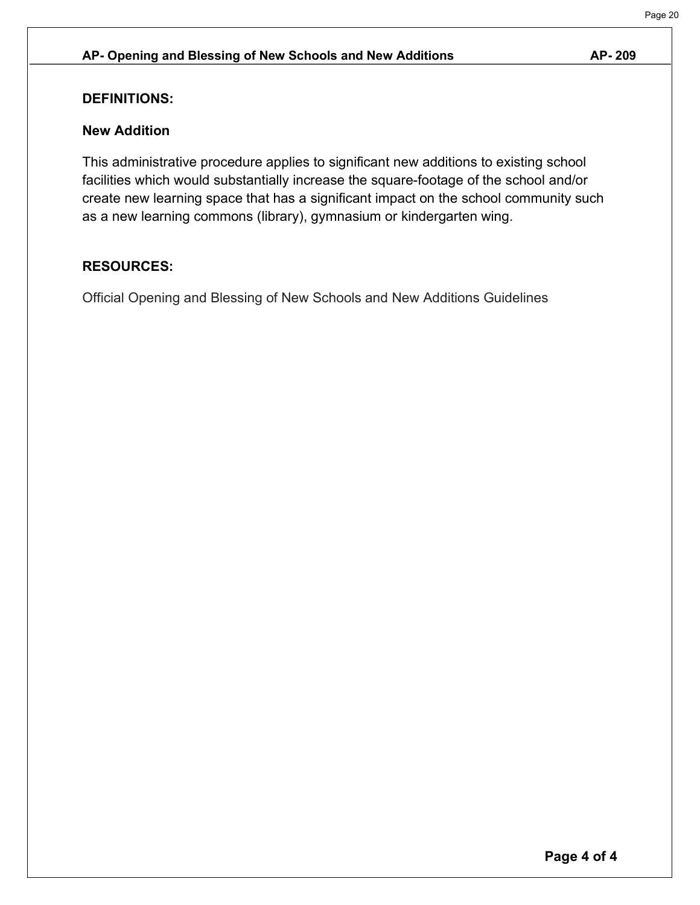## DEFINITIONS:

### New Addition

This administrative procedure applies to significant new additions to existing school facilities which would substantially increase the square-footage of the school and/or create new learning space that has a significant impact on the school community such as a new learning commons (library), gymnasium or kindergarten wing.

## RESOURCES:

Official Opening and Blessing of New Schools and New Additions Guidelines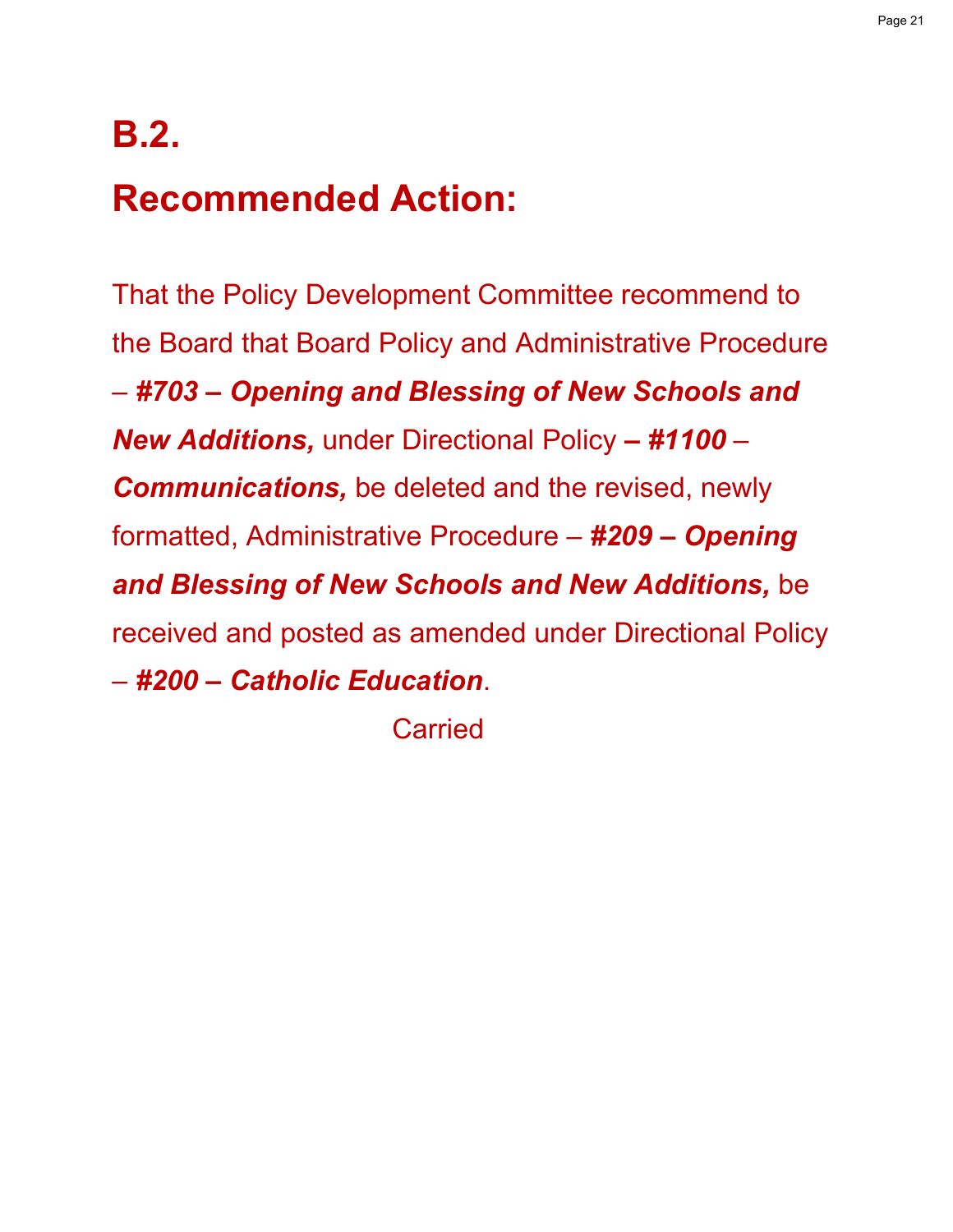# B.2.

# Recommended Action:

That the Policy Development Committee recommend to the Board that Board Policy and Administrative Procedure – ***#703 – Opening and Blessing of New Schools and New Additions,*** under Directional Policy ***– #1100*** – ***Communications,*** be deleted and the revised, newly formatted, Administrative Procedure – ***#209 – Opening and Blessing of New Schools and New Additions,*** be received and posted as amended under Directional Policy – ***#200 – Catholic Education***.

Carried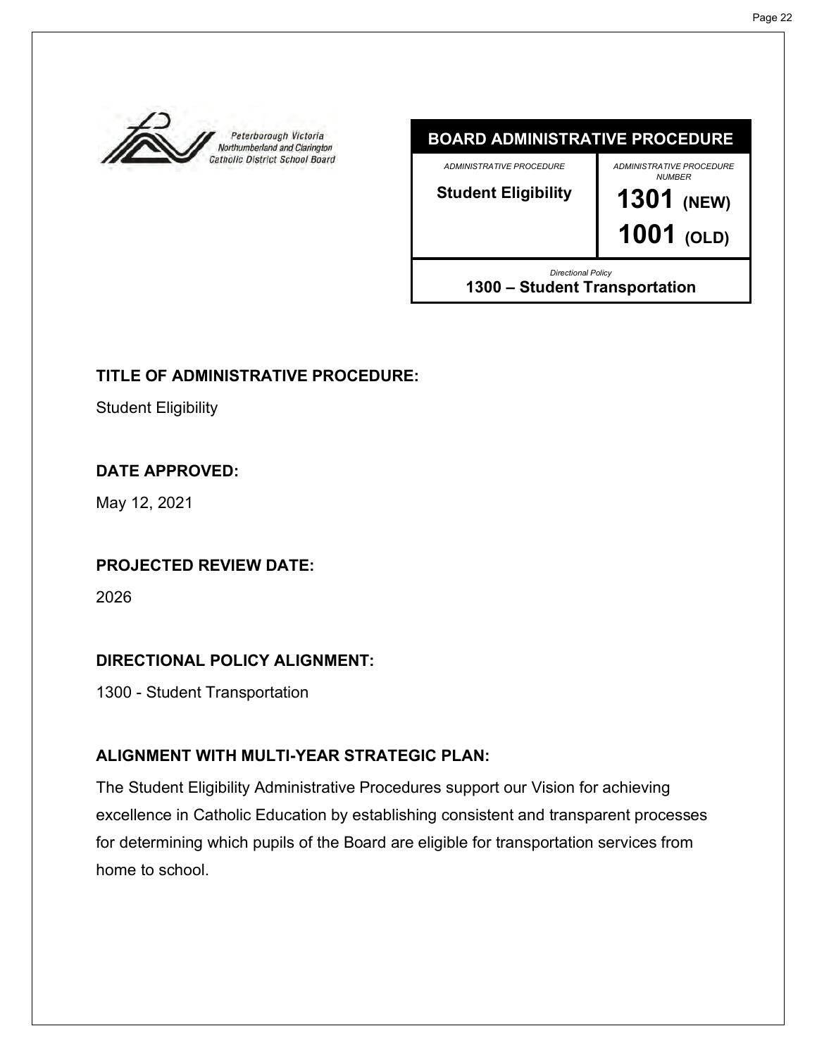Peterborough Victoria Northumberland and Clarington Catholic District School Board

| BOARD ADMINISTRATIVE PROCEDURE | |
|---|---|
| *ADMINISTRATIVE PROCEDURE*<br>**Student Eligibility** | *ADMINISTRATIVE PROCEDURE NUMBER*<br>**1301 (NEW)**<br>**1001 (OLD)** |
| *Directional Policy*<br>**1300 – Student Transportation** | |

**TITLE OF ADMINISTRATIVE PROCEDURE:**

Student Eligibility

**DATE APPROVED:**

May 12, 2021

**PROJECTED REVIEW DATE:**

2026

**DIRECTIONAL POLICY ALIGNMENT:**

1300 - Student Transportation

**ALIGNMENT WITH MULTI-YEAR STRATEGIC PLAN:**

The Student Eligibility Administrative Procedures support our Vision for achieving excellence in Catholic Education by establishing consistent and transparent processes for determining which pupils of the Board are eligible for transportation services from home to school.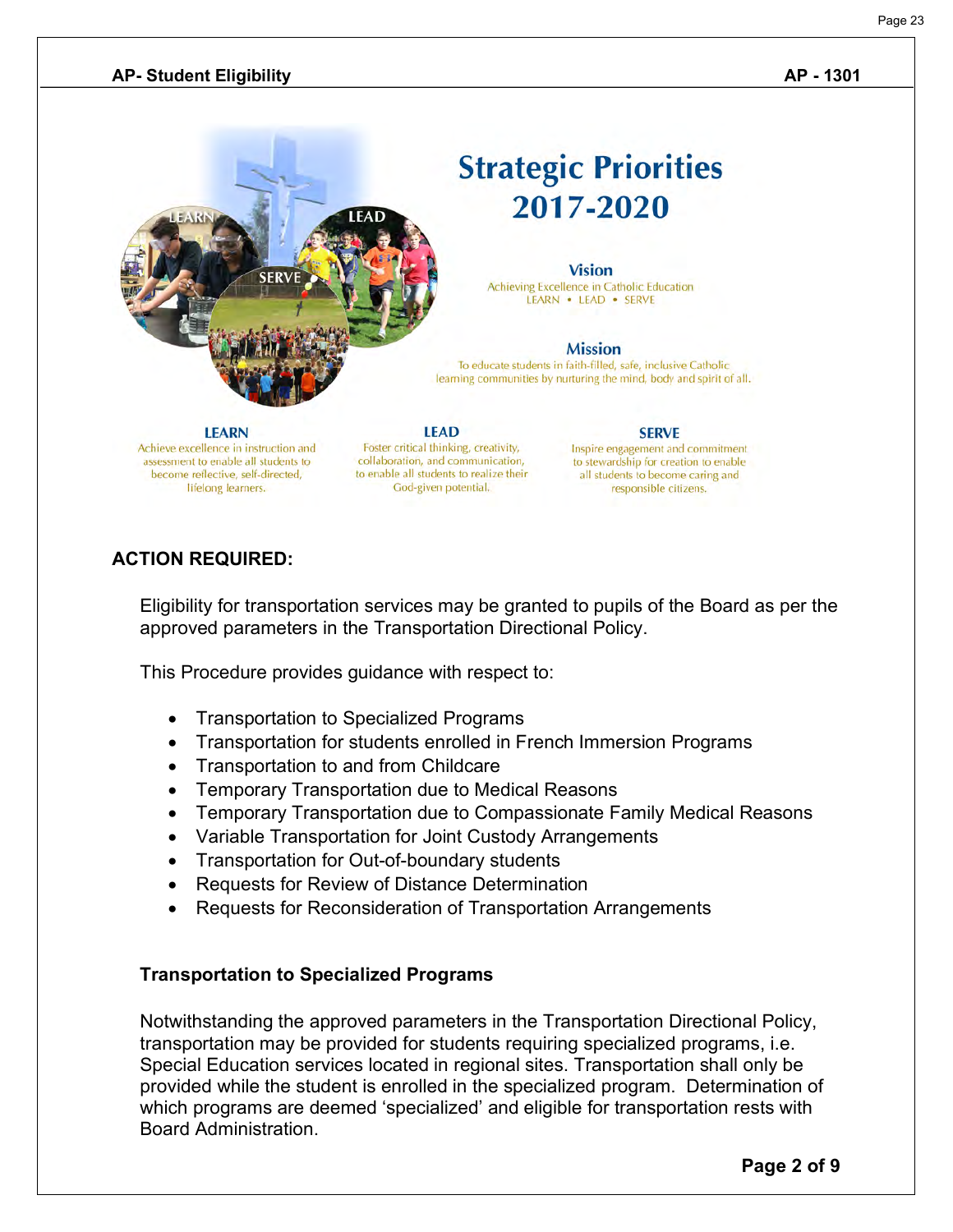**AP- Student Eligibility** **AP - 1301**

# Strategic Priorities 2017-2020

**Vision**

Achieving Excellence in Catholic Education
LEARN • LEAD • SERVE

**Mission**

To educate students in faith-filled, safe, inclusive Catholic learning communities by nurturing the mind, body and spirit of all.

**LEARN**

Achieve excellence in instruction and assessment to enable all students to become reflective, self-directed, lifelong learners.

**LEAD**

Foster critical thinking, creativity, collaboration, and communication, to enable all students to realize their God-given potential.

**SERVE**

Inspire engagement and commitment to stewardship for creation to enable all students to become caring and responsible citizens.

## ACTION REQUIRED:

Eligibility for transportation services may be granted to pupils of the Board as per the approved parameters in the Transportation Directional Policy.

This Procedure provides guidance with respect to:

- Transportation to Specialized Programs
- Transportation for students enrolled in French Immersion Programs
- Transportation to and from Childcare
- Temporary Transportation due to Medical Reasons
- Temporary Transportation due to Compassionate Family Medical Reasons
- Variable Transportation for Joint Custody Arrangements
- Transportation for Out-of-boundary students
- Requests for Review of Distance Determination
- Requests for Reconsideration of Transportation Arrangements

### Transportation to Specialized Programs

Notwithstanding the approved parameters in the Transportation Directional Policy, transportation may be provided for students requiring specialized programs, i.e. Special Education services located in regional sites. Transportation shall only be provided while the student is enrolled in the specialized program. Determination of which programs are deemed 'specialized' and eligible for transportation rests with Board Administration.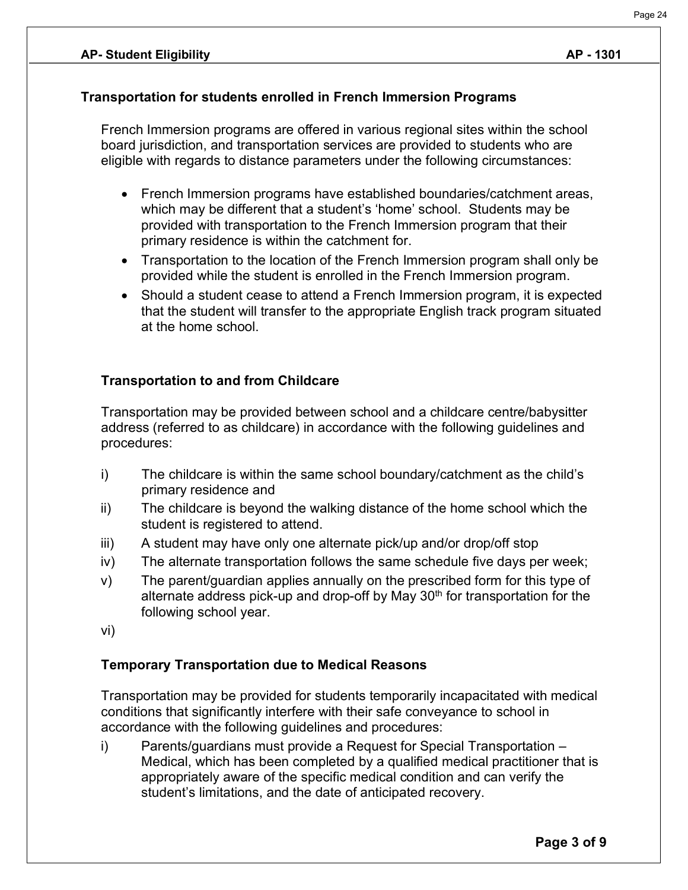**AP- Student Eligibility** **AP - 1301**

## Transportation for students enrolled in French Immersion Programs

French Immersion programs are offered in various regional sites within the school board jurisdiction, and transportation services are provided to students who are eligible with regards to distance parameters under the following circumstances:

- French Immersion programs have established boundaries/catchment areas, which may be different that a student's 'home' school. Students may be provided with transportation to the French Immersion program that their primary residence is within the catchment for.
- Transportation to the location of the French Immersion program shall only be provided while the student is enrolled in the French Immersion program.
- Should a student cease to attend a French Immersion program, it is expected that the student will transfer to the appropriate English track program situated at the home school.

### Transportation to and from Childcare

Transportation may be provided between school and a childcare centre/babysitter address (referred to as childcare) in accordance with the following guidelines and procedures:

i) The childcare is within the same school boundary/catchment as the child's primary residence and

ii) The childcare is beyond the walking distance of the home school which the student is registered to attend.

iii) A student may have only one alternate pick/up and/or drop/off stop

iv) The alternate transportation follows the same schedule five days per week;

v) The parent/guardian applies annually on the prescribed form for this type of alternate address pick-up and drop-off by May 30th for transportation for the following school year.

vi)

### Temporary Transportation due to Medical Reasons

Transportation may be provided for students temporarily incapacitated with medical conditions that significantly interfere with their safe conveyance to school in accordance with the following guidelines and procedures:

i) Parents/guardians must provide a Request for Special Transportation – Medical, which has been completed by a qualified medical practitioner that is appropriately aware of the specific medical condition and can verify the student's limitations, and the date of anticipated recovery.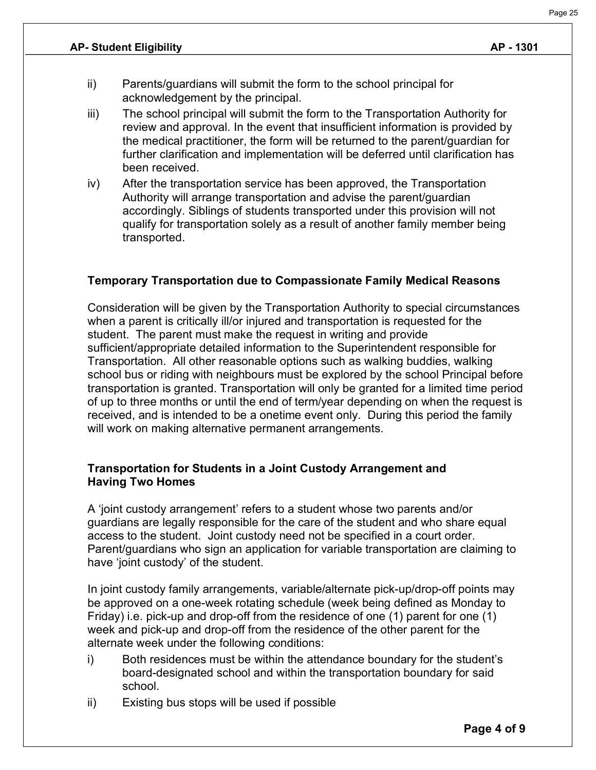ii) Parents/guardians will submit the form to the school principal for acknowledgement by the principal.

iii) The school principal will submit the form to the Transportation Authority for review and approval. In the event that insufficient information is provided by the medical practitioner, the form will be returned to the parent/guardian for further clarification and implementation will be deferred until clarification has been received.

iv) After the transportation service has been approved, the Transportation Authority will arrange transportation and advise the parent/guardian accordingly. Siblings of students transported under this provision will not qualify for transportation solely as a result of another family member being transported.

### Temporary Transportation due to Compassionate Family Medical Reasons

Consideration will be given by the Transportation Authority to special circumstances when a parent is critically ill/or injured and transportation is requested for the student. The parent must make the request in writing and provide sufficient/appropriate detailed information to the Superintendent responsible for Transportation. All other reasonable options such as walking buddies, walking school bus or riding with neighbours must be explored by the school Principal before transportation is granted. Transportation will only be granted for a limited time period of up to three months or until the end of term/year depending on when the request is received, and is intended to be a onetime event only. During this period the family will work on making alternative permanent arrangements.

### Transportation for Students in a Joint Custody Arrangement and Having Two Homes

A 'joint custody arrangement' refers to a student whose two parents and/or guardians are legally responsible for the care of the student and who share equal access to the student. Joint custody need not be specified in a court order. Parent/guardians who sign an application for variable transportation are claiming to have 'joint custody' of the student.

In joint custody family arrangements, variable/alternate pick-up/drop-off points may be approved on a one-week rotating schedule (week being defined as Monday to Friday) i.e. pick-up and drop-off from the residence of one (1) parent for one (1) week and pick-up and drop-off from the residence of the other parent for the alternate week under the following conditions:

i) Both residences must be within the attendance boundary for the student's board-designated school and within the transportation boundary for said school.

ii) Existing bus stops will be used if possible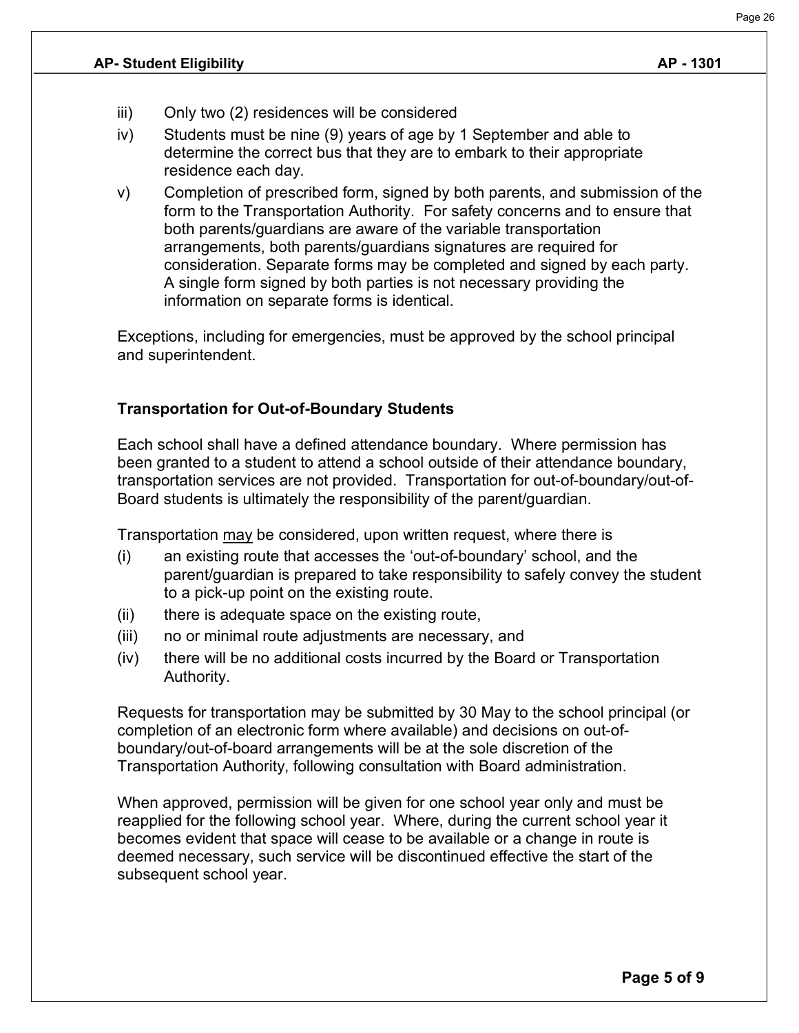iii) Only two (2) residences will be considered

iv) Students must be nine (9) years of age by 1 September and able to determine the correct bus that they are to embark to their appropriate residence each day.

v) Completion of prescribed form, signed by both parents, and submission of the form to the Transportation Authority. For safety concerns and to ensure that both parents/guardians are aware of the variable transportation arrangements, both parents/guardians signatures are required for consideration. Separate forms may be completed and signed by each party. A single form signed by both parties is not necessary providing the information on separate forms is identical.

Exceptions, including for emergencies, must be approved by the school principal and superintendent.

### Transportation for Out-of-Boundary Students

Each school shall have a defined attendance boundary. Where permission has been granted to a student to attend a school outside of their attendance boundary, transportation services are not provided. Transportation for out-of-boundary/out-of-Board students is ultimately the responsibility of the parent/guardian.

Transportation <u>may</u> be considered, upon written request, where there is

(i) an existing route that accesses the 'out-of-boundary' school, and the parent/guardian is prepared to take responsibility to safely convey the student to a pick-up point on the existing route.

(ii) there is adequate space on the existing route,

(iii) no or minimal route adjustments are necessary, and

(iv) there will be no additional costs incurred by the Board or Transportation Authority.

Requests for transportation may be submitted by 30 May to the school principal (or completion of an electronic form where available) and decisions on out-of-boundary/out-of-board arrangements will be at the sole discretion of the Transportation Authority, following consultation with Board administration.

When approved, permission will be given for one school year only and must be reapplied for the following school year. Where, during the current school year it becomes evident that space will cease to be available or a change in route is deemed necessary, such service will be discontinued effective the start of the subsequent school year.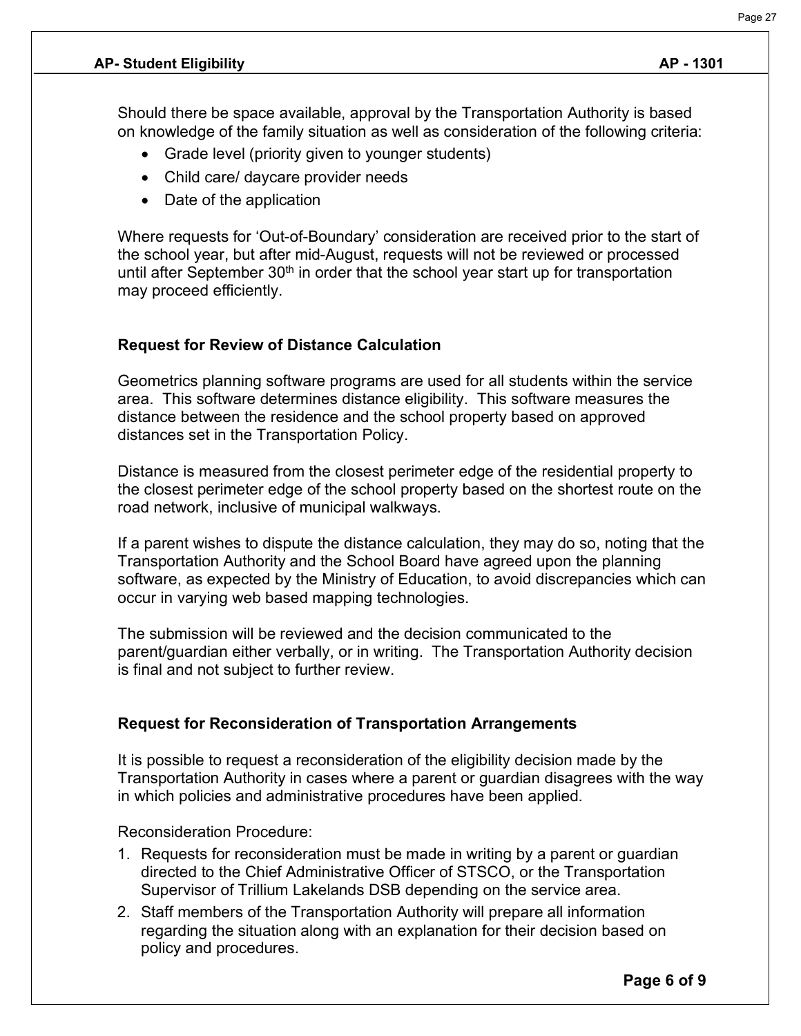Should there be space available, approval by the Transportation Authority is based on knowledge of the family situation as well as consideration of the following criteria:

- Grade level (priority given to younger students)
- Child care/ daycare provider needs
- Date of the application

Where requests for 'Out-of-Boundary' consideration are received prior to the start of the school year, but after mid-August, requests will not be reviewed or processed until after September 30th in order that the school year start up for transportation may proceed efficiently.

### Request for Review of Distance Calculation

Geometrics planning software programs are used for all students within the service area. This software determines distance eligibility. This software measures the distance between the residence and the school property based on approved distances set in the Transportation Policy.

Distance is measured from the closest perimeter edge of the residential property to the closest perimeter edge of the school property based on the shortest route on the road network, inclusive of municipal walkways.

If a parent wishes to dispute the distance calculation, they may do so, noting that the Transportation Authority and the School Board have agreed upon the planning software, as expected by the Ministry of Education, to avoid discrepancies which can occur in varying web based mapping technologies.

The submission will be reviewed and the decision communicated to the parent/guardian either verbally, or in writing. The Transportation Authority decision is final and not subject to further review.

### Request for Reconsideration of Transportation Arrangements

It is possible to request a reconsideration of the eligibility decision made by the Transportation Authority in cases where a parent or guardian disagrees with the way in which policies and administrative procedures have been applied.

Reconsideration Procedure:

1. Requests for reconsideration must be made in writing by a parent or guardian directed to the Chief Administrative Officer of STSCO, or the Transportation Supervisor of Trillium Lakelands DSB depending on the service area.
2. Staff members of the Transportation Authority will prepare all information regarding the situation along with an explanation for their decision based on policy and procedures.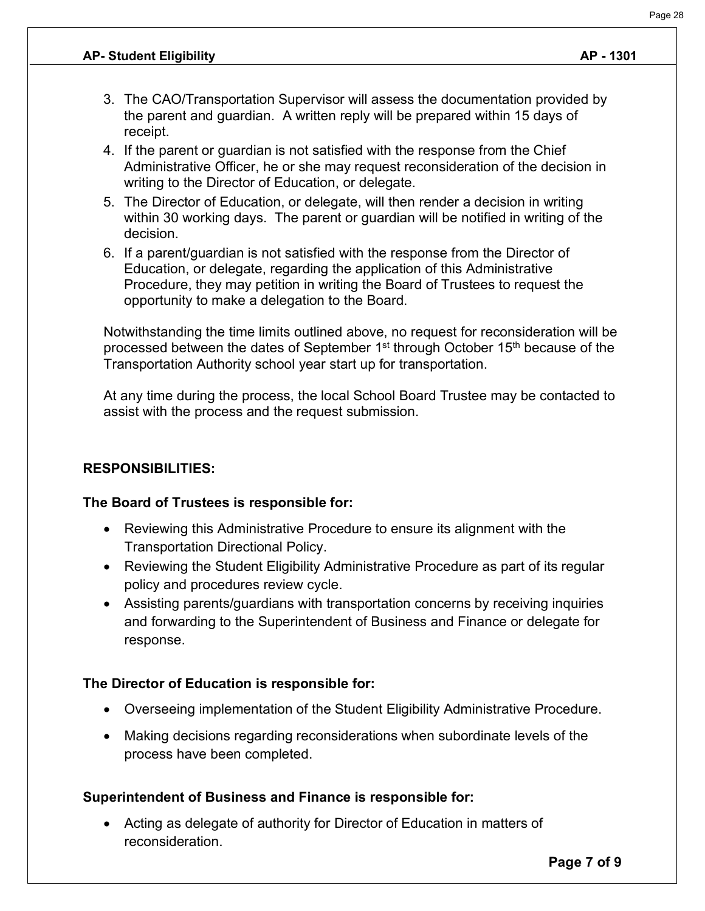3. The CAO/Transportation Supervisor will assess the documentation provided by the parent and guardian. A written reply will be prepared within 15 days of receipt.
4. If the parent or guardian is not satisfied with the response from the Chief Administrative Officer, he or she may request reconsideration of the decision in writing to the Director of Education, or delegate.
5. The Director of Education, or delegate, will then render a decision in writing within 30 working days. The parent or guardian will be notified in writing of the decision.
6. If a parent/guardian is not satisfied with the response from the Director of Education, or delegate, regarding the application of this Administrative Procedure, they may petition in writing the Board of Trustees to request the opportunity to make a delegation to the Board.

Notwithstanding the time limits outlined above, no request for reconsideration will be processed between the dates of September 1st through October 15th because of the Transportation Authority school year start up for transportation.

At any time during the process, the local School Board Trustee may be contacted to assist with the process and the request submission.

## RESPONSIBILITIES:

**The Board of Trustees is responsible for:**

- Reviewing this Administrative Procedure to ensure its alignment with the Transportation Directional Policy.
- Reviewing the Student Eligibility Administrative Procedure as part of its regular policy and procedures review cycle.
- Assisting parents/guardians with transportation concerns by receiving inquiries and forwarding to the Superintendent of Business and Finance or delegate for response.

**The Director of Education is responsible for:**

- Overseeing implementation of the Student Eligibility Administrative Procedure.
- Making decisions regarding reconsiderations when subordinate levels of the process have been completed.

**Superintendent of Business and Finance is responsible for:**

- Acting as delegate of authority for Director of Education in matters of reconsideration.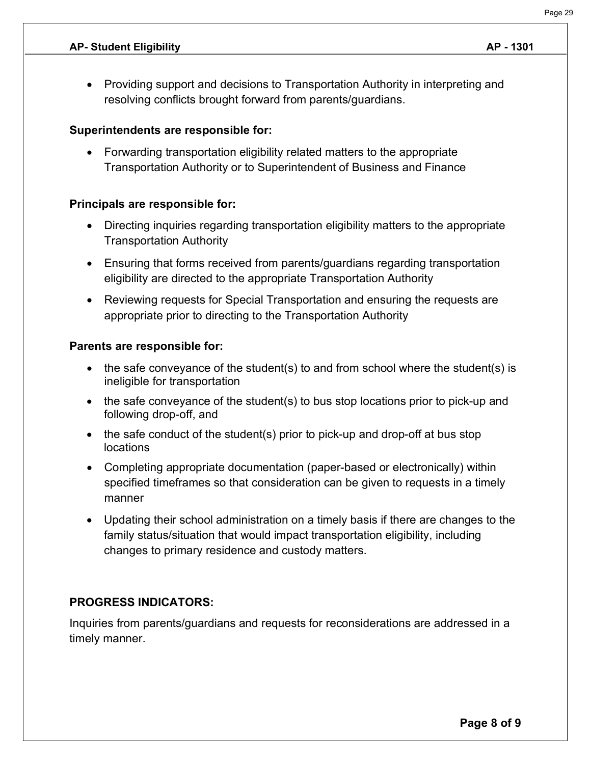- Providing support and decisions to Transportation Authority in interpreting and resolving conflicts brought forward from parents/guardians.

**Superintendents are responsible for:**

- Forwarding transportation eligibility related matters to the appropriate Transportation Authority or to Superintendent of Business and Finance

**Principals are responsible for:**

- Directing inquiries regarding transportation eligibility matters to the appropriate Transportation Authority
- Ensuring that forms received from parents/guardians regarding transportation eligibility are directed to the appropriate Transportation Authority
- Reviewing requests for Special Transportation and ensuring the requests are appropriate prior to directing to the Transportation Authority

**Parents are responsible for:**

- the safe conveyance of the student(s) to and from school where the student(s) is ineligible for transportation
- the safe conveyance of the student(s) to bus stop locations prior to pick-up and following drop-off, and
- the safe conduct of the student(s) prior to pick-up and drop-off at bus stop locations
- Completing appropriate documentation (paper-based or electronically) within specified timeframes so that consideration can be given to requests in a timely manner
- Updating their school administration on a timely basis if there are changes to the family status/situation that would impact transportation eligibility, including changes to primary residence and custody matters.

**PROGRESS INDICATORS:**

Inquiries from parents/guardians and requests for reconsiderations are addressed in a timely manner.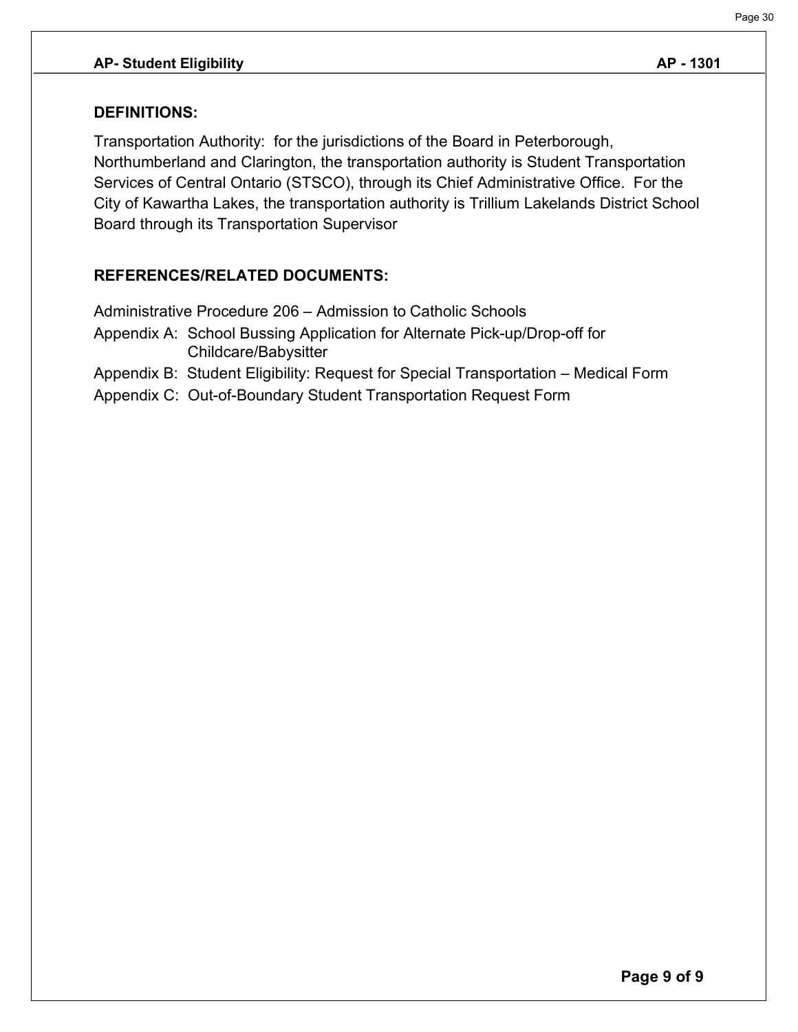## DEFINITIONS:

Transportation Authority: for the jurisdictions of the Board in Peterborough, Northumberland and Clarington, the transportation authority is Student Transportation Services of Central Ontario (STSCO), through its Chief Administrative Office. For the City of Kawartha Lakes, the transportation authority is Trillium Lakelands District School Board through its Transportation Supervisor

## REFERENCES/RELATED DOCUMENTS:

Administrative Procedure 206 – Admission to Catholic Schools

Appendix A: School Bussing Application for Alternate Pick-up/Drop-off for Childcare/Babysitter

Appendix B: Student Eligibility: Request for Special Transportation – Medical Form

Appendix C: Out-of-Boundary Student Transportation Request Form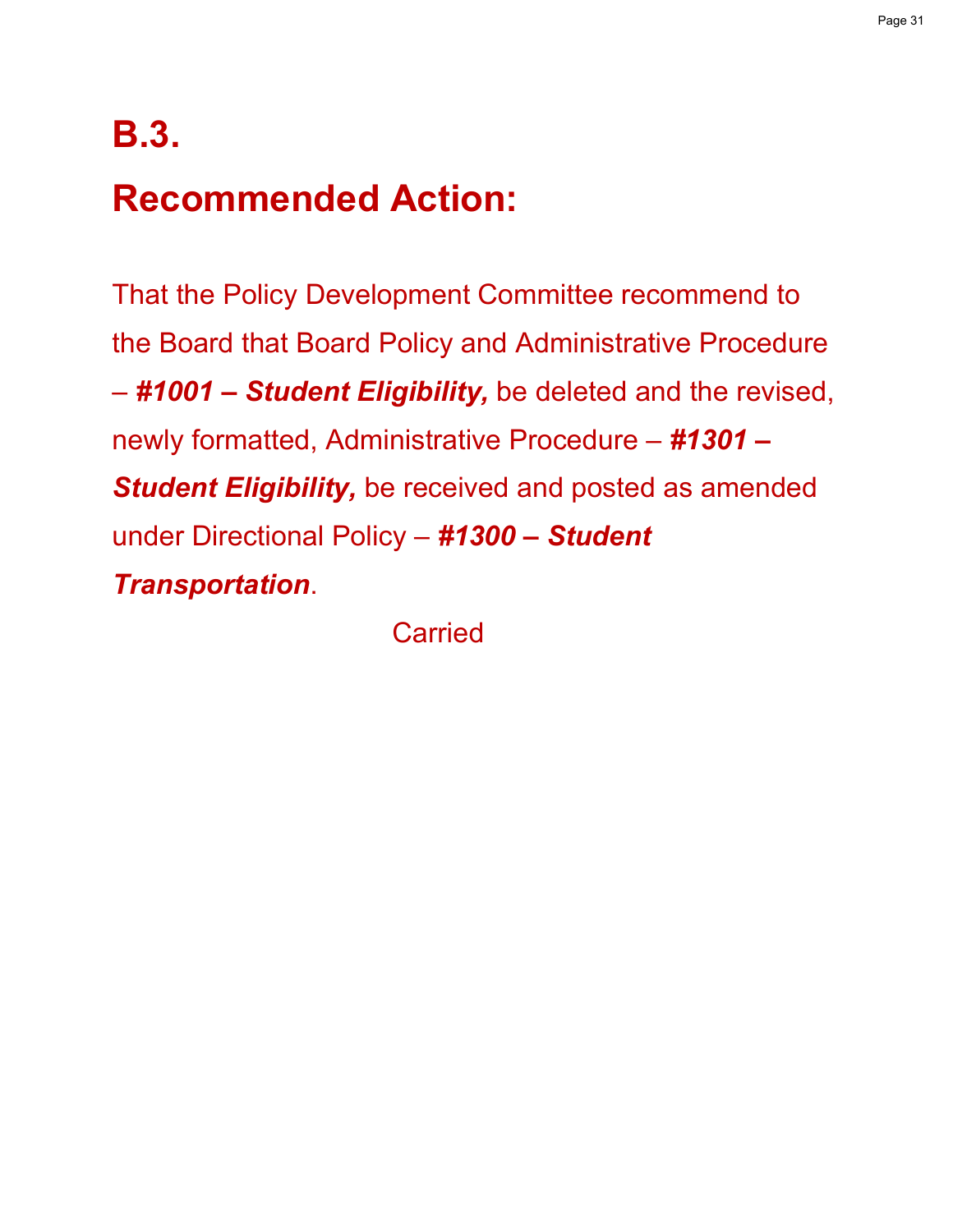# B.3.

# Recommended Action:

That the Policy Development Committee recommend to the Board that Board Policy and Administrative Procedure – ***#1001 – Student Eligibility,*** be deleted and the revised, newly formatted, Administrative Procedure – ***#1301 – Student Eligibility,*** be received and posted as amended under Directional Policy – ***#1300 – Student Transportation***.

Carried